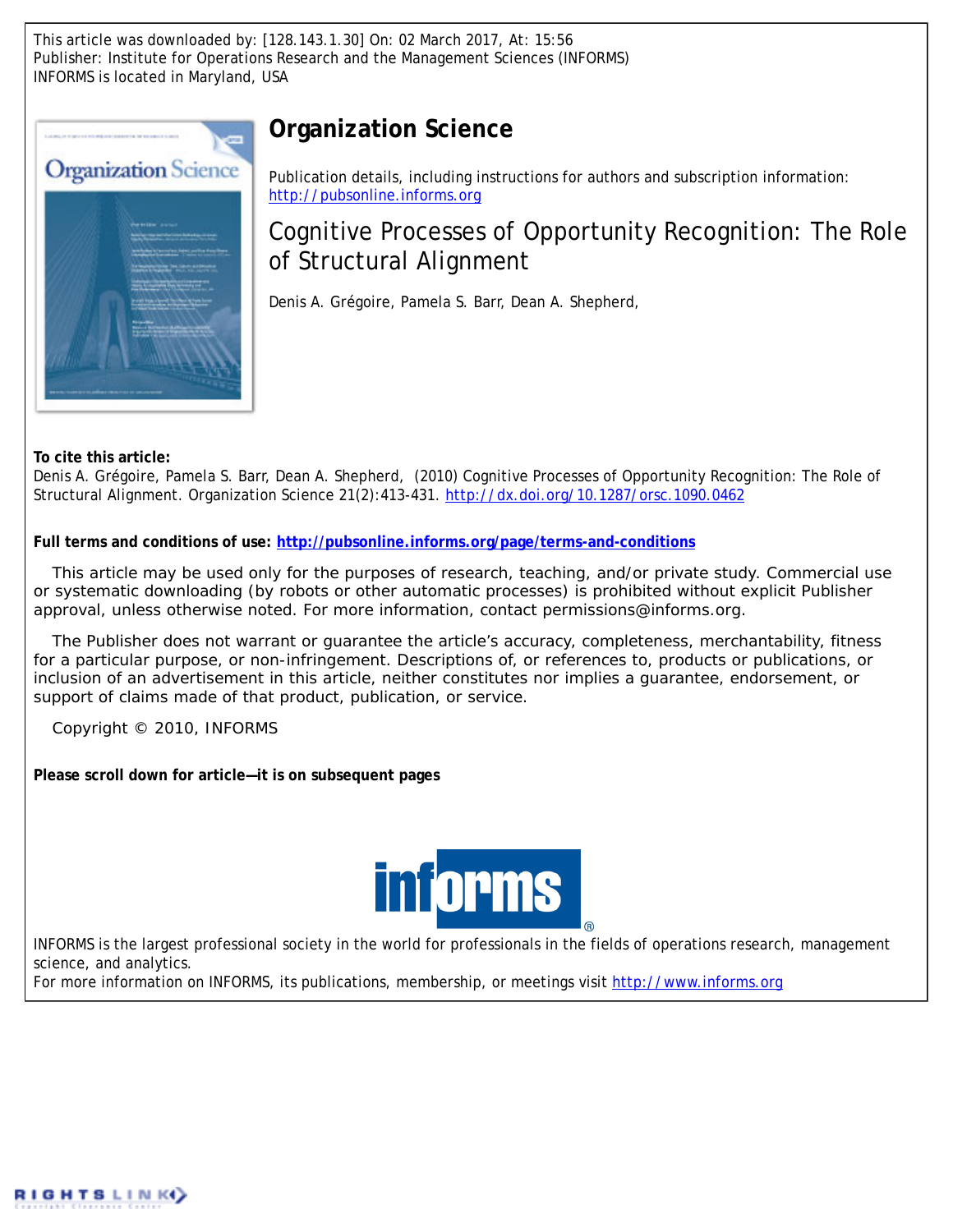This article was downloaded by: [128.143.1.30] On: 02 March 2017, At: 15:56
Publisher: Institute for Operations Research and the Management Sciences (INFORMS)
INFORMS is located in Maryland, USA

# Organization Science

Publication details, including instructions for authors and subscription information:
http://pubsonline.informs.org

## Cognitive Processes of Opportunity Recognition: The Role of Structural Alignment

Denis A. Grégoire, Pamela S. Barr, Dean A. Shepherd,

**To cite this article:**
Denis A. Grégoire, Pamela S. Barr, Dean A. Shepherd, (2010) Cognitive Processes of Opportunity Recognition: The Role of Structural Alignment. Organization Science 21(2):413-431. http://dx.doi.org/10.1287/orsc.1090.0462

**Full terms and conditions of use: http://pubsonline.informs.org/page/terms-and-conditions**

This article may be used only for the purposes of research, teaching, and/or private study. Commercial use or systematic downloading (by robots or other automatic processes) is prohibited without explicit Publisher approval, unless otherwise noted. For more information, contact permissions@informs.org.

The Publisher does not warrant or guarantee the article's accuracy, completeness, merchantability, fitness for a particular purpose, or non-infringement. Descriptions of, or references to, products or publications, or inclusion of an advertisement in this article, neither constitutes nor implies a guarantee, endorsement, or support of claims made of that product, publication, or service.

Copyright © 2010, INFORMS

**Please scroll down for article—it is on subsequent pages**

INFORMS is the largest professional society in the world for professionals in the fields of operations research, management science, and analytics.
For more information on INFORMS, its publications, membership, or meetings visit http://www.informs.org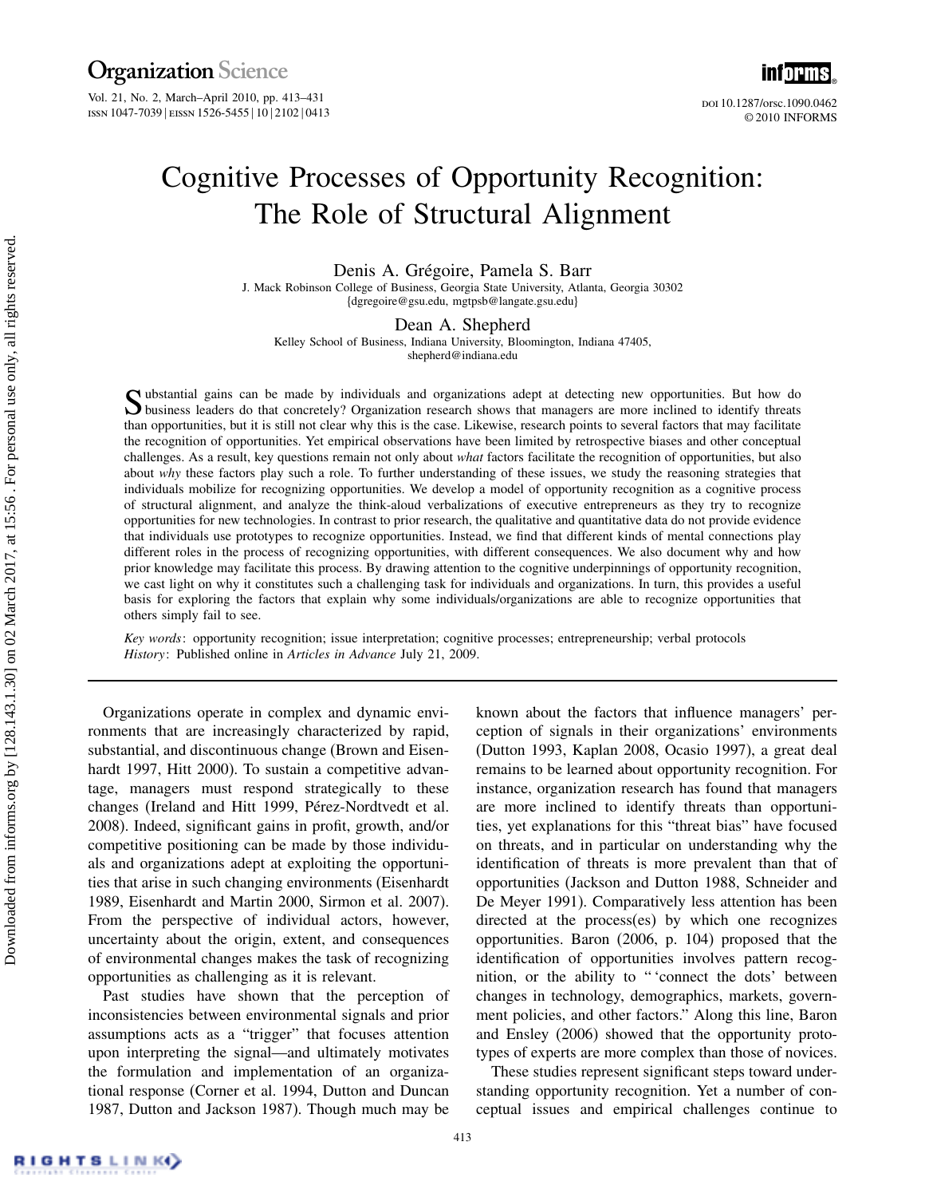# Cognitive Processes of Opportunity Recognition: The Role of Structural Alignment

Denis A. Grégoire, Pamela S. Barr
J. Mack Robinson College of Business, Georgia State University, Atlanta, Georgia 30302
{dgregoire@gsu.edu, mgtpsb@langate.gsu.edu}

Dean A. Shepherd
Kelley School of Business, Indiana University, Bloomington, Indiana 47405,
shepherd@indiana.edu

Substantial gains can be made by individuals and organizations adept at detecting new opportunities. But how do business leaders do that concretely? Organization research shows that managers are more inclined to identify threats than opportunities, but it is still not clear why this is the case. Likewise, research points to several factors that may facilitate the recognition of opportunities. Yet empirical observations have been limited by retrospective biases and other conceptual challenges. As a result, key questions remain not only about *what* factors facilitate the recognition of opportunities, but also about *why* these factors play such a role. To further understanding of these issues, we study the reasoning strategies that individuals mobilize for recognizing opportunities. We develop a model of opportunity recognition as a cognitive process of structural alignment, and analyze the think-aloud verbalizations of executive entrepreneurs as they try to recognize opportunities for new technologies. In contrast to prior research, the qualitative and quantitative data do not provide evidence that individuals use prototypes to recognize opportunities. Instead, we find that different kinds of mental connections play different roles in the process of recognizing opportunities, with different consequences. We also document why and how prior knowledge may facilitate this process. By drawing attention to the cognitive underpinnings of opportunity recognition, we cast light on why it constitutes such a challenging task for individuals and organizations. In turn, this provides a useful basis for exploring the factors that explain why some individuals/organizations are able to recognize opportunities that others simply fail to see.

*Key words*: opportunity recognition; issue interpretation; cognitive processes; entrepreneurship; verbal protocols
*History*: Published online in *Articles in Advance* July 21, 2009.

---

Organizations operate in complex and dynamic environments that are increasingly characterized by rapid, substantial, and discontinuous change (Brown and Eisenhardt 1997, Hitt 2000). To sustain a competitive advantage, managers must respond strategically to these changes (Ireland and Hitt 1999, Pérez-Nordtvedt et al. 2008). Indeed, significant gains in profit, growth, and/or competitive positioning can be made by those individuals and organizations adept at exploiting the opportunities that arise in such changing environments (Eisenhardt 1989, Eisenhardt and Martin 2000, Sirmon et al. 2007). From the perspective of individual actors, however, uncertainty about the origin, extent, and consequences of environmental changes makes the task of recognizing opportunities as challenging as it is relevant.

Past studies have shown that the perception of inconsistencies between environmental signals and prior assumptions acts as a "trigger" that focuses attention upon interpreting the signal—and ultimately motivates the formulation and implementation of an organizational response (Corner et al. 1994, Dutton and Duncan 1987, Dutton and Jackson 1987). Though much may be known about the factors that influence managers' perception of signals in their organizations' environments (Dutton 1993, Kaplan 2008, Ocasio 1997), a great deal remains to be learned about opportunity recognition. For instance, organization research has found that managers are more inclined to identify threats than opportunities, yet explanations for this "threat bias" have focused on threats, and in particular on understanding why the identification of threats is more prevalent than that of opportunities (Jackson and Dutton 1988, Schneider and De Meyer 1991). Comparatively less attention has been directed at the process(es) by which one recognizes opportunities. Baron (2006, p. 104) proposed that the identification of opportunities involves pattern recognition, or the ability to "'connect the dots' between changes in technology, demographics, markets, government policies, and other factors." Along this line, Baron and Ensley (2006) showed that the opportunity prototypes of experts are more complex than those of novices.

These studies represent significant steps toward understanding opportunity recognition. Yet a number of conceptual issues and empirical challenges continue to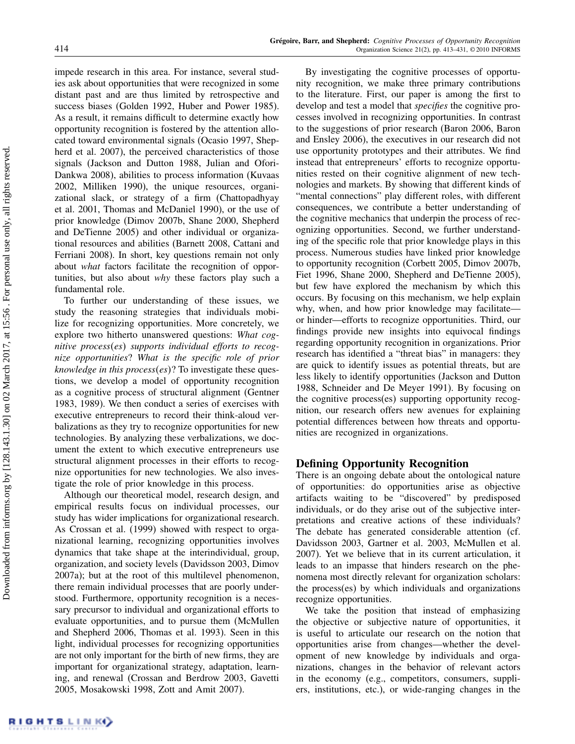impede research in this area. For instance, several studies ask about opportunities that were recognized in some distant past and are thus limited by retrospective and success biases (Golden 1992, Huber and Power 1985). As a result, it remains difficult to determine exactly how opportunity recognition is fostered by the attention allocated toward environmental signals (Ocasio 1997, Shepherd et al. 2007), the perceived characteristics of those signals (Jackson and Dutton 1988, Julian and Ofori-Dankwa 2008), abilities to process information (Kuvaas 2002, Milliken 1990), the unique resources, organizational slack, or strategy of a firm (Chattopadhyay et al. 2001, Thomas and McDaniel 1990), or the use of prior knowledge (Dimov 2007b, Shane 2000, Shepherd and DeTienne 2005) and other individual or organizational resources and abilities (Barnett 2008, Cattani and Ferriani 2008). In short, key questions remain not only about *what* factors facilitate the recognition of opportunities, but also about *why* these factors play such a fundamental role.

To further our understanding of these issues, we study the reasoning strategies that individuals mobilize for recognizing opportunities. More concretely, we explore two hitherto unanswered questions: *What cognitive process*(*es*) *supports individual efforts to recognize opportunities*? *What is the specific role of prior knowledge in this process*(*es*)? To investigate these questions, we develop a model of opportunity recognition as a cognitive process of structural alignment (Gentner 1983, 1989). We then conduct a series of exercises with executive entrepreneurs to record their think-aloud verbalizations as they try to recognize opportunities for new technologies. By analyzing these verbalizations, we document the extent to which executive entrepreneurs use structural alignment processes in their efforts to recognize opportunities for new technologies. We also investigate the role of prior knowledge in this process.

Although our theoretical model, research design, and empirical results focus on individual processes, our study has wider implications for organizational research. As Crossan et al. (1999) showed with respect to organizational learning, recognizing opportunities involves dynamics that take shape at the interindividual, group, organization, and society levels (Davidsson 2003, Dimov 2007a); but at the root of this multilevel phenomenon, there remain individual processes that are poorly understood. Furthermore, opportunity recognition is a necessary precursor to individual and organizational efforts to evaluate opportunities, and to pursue them (McMullen and Shepherd 2006, Thomas et al. 1993). Seen in this light, individual processes for recognizing opportunities are not only important for the birth of new firms, they are important for organizational strategy, adaptation, learning, and renewal (Crossan and Berdrow 2003, Gavetti 2005, Mosakowski 1998, Zott and Amit 2007).

By investigating the cognitive processes of opportunity recognition, we make three primary contributions to the literature. First, our paper is among the first to develop and test a model that *specifies* the cognitive processes involved in recognizing opportunities. In contrast to the suggestions of prior research (Baron 2006, Baron and Ensley 2006), the executives in our research did not use opportunity prototypes and their attributes. We find instead that entrepreneurs' efforts to recognize opportunities rested on their cognitive alignment of new technologies and markets. By showing that different kinds of "mental connections" play different roles, with different consequences, we contribute a better understanding of the cognitive mechanics that underpin the process of recognizing opportunities. Second, we further understanding of the specific role that prior knowledge plays in this process. Numerous studies have linked prior knowledge to opportunity recognition (Corbett 2005, Dimov 2007b, Fiet 1996, Shane 2000, Shepherd and DeTienne 2005), but few have explored the mechanism by which this occurs. By focusing on this mechanism, we help explain why, when, and how prior knowledge may facilitate—or hinder—efforts to recognize opportunities. Third, our findings provide new insights into equivocal findings regarding opportunity recognition in organizations. Prior research has identified a "threat bias" in managers: they are quick to identify issues as potential threats, but are less likely to identify opportunities (Jackson and Dutton 1988, Schneider and De Meyer 1991). By focusing on the cognitive process(es) supporting opportunity recognition, our research offers new avenues for explaining potential differences between how threats and opportunities are recognized in organizations.

## Defining Opportunity Recognition

There is an ongoing debate about the ontological nature of opportunities: do opportunities arise as objective artifacts waiting to be "discovered" by predisposed individuals, or do they arise out of the subjective interpretations and creative actions of these individuals? The debate has generated considerable attention (cf. Davidsson 2003, Gartner et al. 2003, McMullen et al. 2007). Yet we believe that in its current articulation, it leads to an impasse that hinders research on the phenomena most directly relevant for organization scholars: the process(es) by which individuals and organizations recognize opportunities.

We take the position that instead of emphasizing the objective or subjective nature of opportunities, it is useful to articulate our research on the notion that opportunities arise from changes—whether the development of new knowledge by individuals and organizations, changes in the behavior of relevant actors in the economy (e.g., competitors, consumers, suppliers, institutions, etc.), or wide-ranging changes in the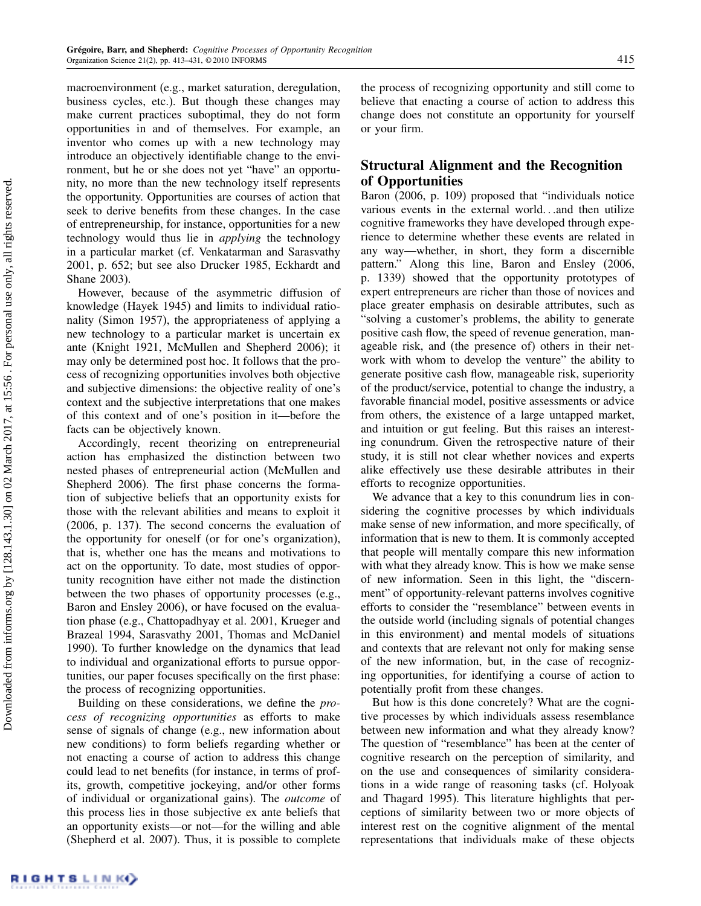macroenvironment (e.g., market saturation, deregulation, business cycles, etc.). But though these changes may make current practices suboptimal, they do not form opportunities in and of themselves. For example, an inventor who comes up with a new technology may introduce an objectively identifiable change to the environment, but he or she does not yet "have" an opportunity, no more than the new technology itself represents the opportunity. Opportunities are courses of action that seek to derive benefits from these changes. In the case of entrepreneurship, for instance, opportunities for a new technology would thus lie in *applying* the technology in a particular market (cf. Venkatarman and Sarasvathy 2001, p. 652; but see also Drucker 1985, Eckhardt and Shane 2003).

However, because of the asymmetric diffusion of knowledge (Hayek 1945) and limits to individual rationality (Simon 1957), the appropriateness of applying a new technology to a particular market is uncertain ex ante (Knight 1921, McMullen and Shepherd 2006); it may only be determined post hoc. It follows that the process of recognizing opportunities involves both objective and subjective dimensions: the objective reality of one's context and the subjective interpretations that one makes of this context and of one's position in it—before the facts can be objectively known.

Accordingly, recent theorizing on entrepreneurial action has emphasized the distinction between two nested phases of entrepreneurial action (McMullen and Shepherd 2006). The first phase concerns the formation of subjective beliefs that an opportunity exists for those with the relevant abilities and means to exploit it (2006, p. 137). The second concerns the evaluation of the opportunity for oneself (or for one's organization), that is, whether one has the means and motivations to act on the opportunity. To date, most studies of opportunity recognition have either not made the distinction between the two phases of opportunity processes (e.g., Baron and Ensley 2006), or have focused on the evaluation phase (e.g., Chattopadhyay et al. 2001, Krueger and Brazeal 1994, Sarasvathy 2001, Thomas and McDaniel 1990). To further knowledge on the dynamics that lead to individual and organizational efforts to pursue opportunities, our paper focuses specifically on the first phase: the process of recognizing opportunities.

Building on these considerations, we define the *process of recognizing opportunities* as efforts to make sense of signals of change (e.g., new information about new conditions) to form beliefs regarding whether or not enacting a course of action to address this change could lead to net benefits (for instance, in terms of profits, growth, competitive jockeying, and/or other forms of individual or organizational gains). The *outcome* of this process lies in those subjective ex ante beliefs that an opportunity exists—or not—for the willing and able (Shepherd et al. 2007). Thus, it is possible to complete the process of recognizing opportunity and still come to believe that enacting a course of action to address this change does not constitute an opportunity for yourself or your firm.

## Structural Alignment and the Recognition of Opportunities

Baron (2006, p. 109) proposed that "individuals notice various events in the external world…and then utilize cognitive frameworks they have developed through experience to determine whether these events are related in any way—whether, in short, they form a discernible pattern." Along this line, Baron and Ensley (2006, p. 1339) showed that the opportunity prototypes of expert entrepreneurs are richer than those of novices and place greater emphasis on desirable attributes, such as "solving a customer's problems, the ability to generate positive cash flow, the speed of revenue generation, manageable risk, and (the presence of) others in their network with whom to develop the venture" the ability to generate positive cash flow, manageable risk, superiority of the product/service, potential to change the industry, a favorable financial model, positive assessments or advice from others, the existence of a large untapped market, and intuition or gut feeling. But this raises an interesting conundrum. Given the retrospective nature of their study, it is still not clear whether novices and experts alike effectively use these desirable attributes in their efforts to recognize opportunities.

We advance that a key to this conundrum lies in considering the cognitive processes by which individuals make sense of new information, and more specifically, of information that is new to them. It is commonly accepted that people will mentally compare this new information with what they already know. This is how we make sense of new information. Seen in this light, the "discernment" of opportunity-relevant patterns involves cognitive efforts to consider the "resemblance" between events in the outside world (including signals of potential changes in this environment) and mental models of situations and contexts that are relevant not only for making sense of the new information, but, in the case of recognizing opportunities, for identifying a course of action to potentially profit from these changes.

But how is this done concretely? What are the cognitive processes by which individuals assess resemblance between new information and what they already know? The question of "resemblance" has been at the center of cognitive research on the perception of similarity, and on the use and consequences of similarity considerations in a wide range of reasoning tasks (cf. Holyoak and Thagard 1995). This literature highlights that perceptions of similarity between two or more objects of interest rest on the cognitive alignment of the mental representations that individuals make of these objects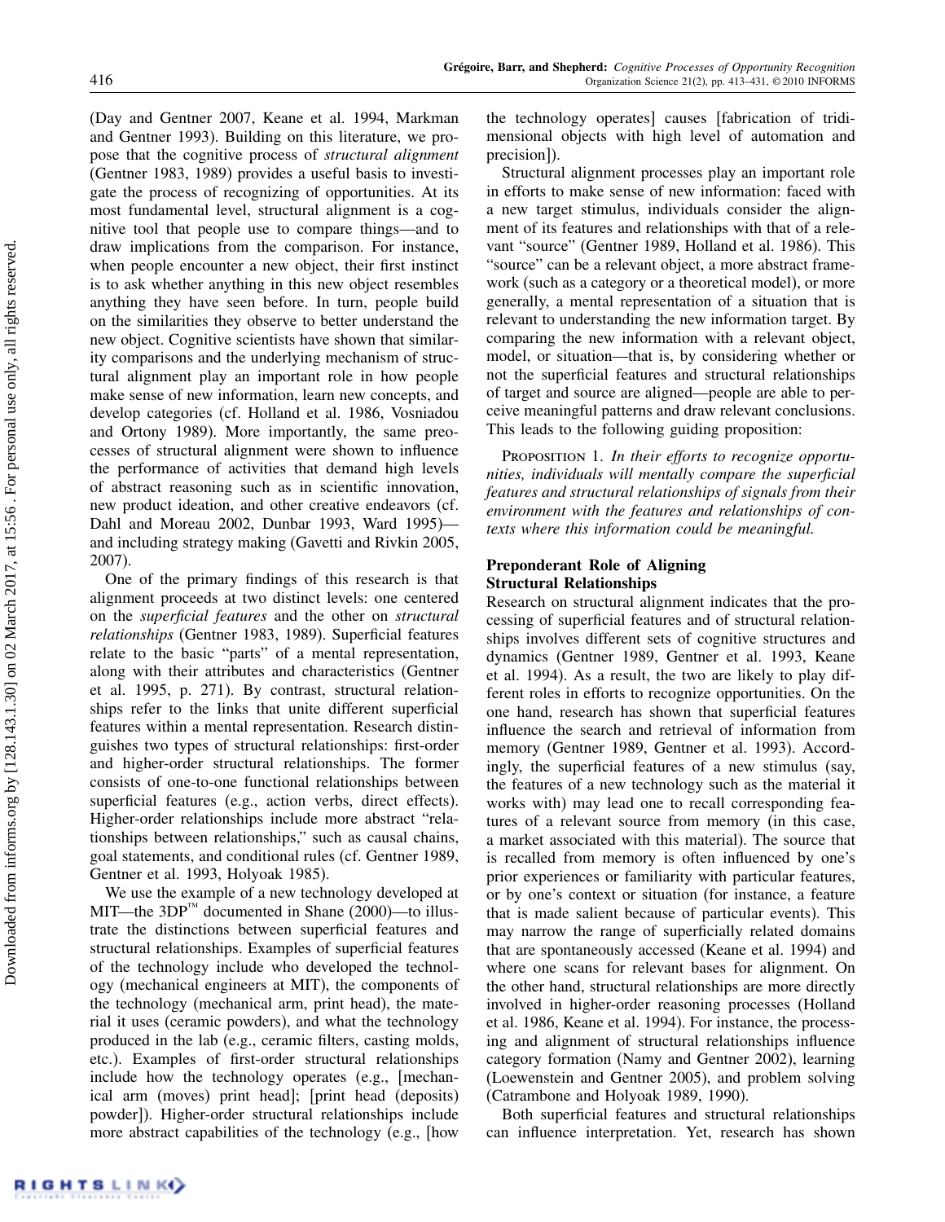(Day and Gentner 2007, Keane et al. 1994, Markman and Gentner 1993). Building on this literature, we propose that the cognitive process of *structural alignment* (Gentner 1983, 1989) provides a useful basis to investigate the process of recognizing of opportunities. At its most fundamental level, structural alignment is a cognitive tool that people use to compare things—and to draw implications from the comparison. For instance, when people encounter a new object, their first instinct is to ask whether anything in this new object resembles anything they have seen before. In turn, people build on the similarities they observe to better understand the new object. Cognitive scientists have shown that similarity comparisons and the underlying mechanism of structural alignment play an important role in how people make sense of new information, learn new concepts, and develop categories (cf. Holland et al. 1986, Vosniadou and Ortony 1989). More importantly, the same preocesses of structural alignment were shown to influence the performance of activities that demand high levels of abstract reasoning such as in scientific innovation, new product ideation, and other creative endeavors (cf. Dahl and Moreau 2002, Dunbar 1993, Ward 1995)—and including strategy making (Gavetti and Rivkin 2005, 2007).

One of the primary findings of this research is that alignment proceeds at two distinct levels: one centered on the *superficial features* and the other on *structural relationships* (Gentner 1983, 1989). Superficial features relate to the basic "parts" of a mental representation, along with their attributes and characteristics (Gentner et al. 1995, p. 271). By contrast, structural relationships refer to the links that unite different superficial features within a mental representation. Research distinguishes two types of structural relationships: first-order and higher-order structural relationships. The former consists of one-to-one functional relationships between superficial features (e.g., action verbs, direct effects). Higher-order relationships include more abstract "relationships between relationships," such as causal chains, goal statements, and conditional rules (cf. Gentner 1989, Gentner et al. 1993, Holyoak 1985).

We use the example of a new technology developed at MIT—the 3DP™ documented in Shane (2000)—to illustrate the distinctions between superficial features and structural relationships. Examples of superficial features of the technology include who developed the technology (mechanical engineers at MIT), the components of the technology (mechanical arm, print head), the material it uses (ceramic powders), and what the technology produced in the lab (e.g., ceramic filters, casting molds, etc.). Examples of first-order structural relationships include how the technology operates (e.g., [mechanical arm (moves) print head]; [print head (deposits) powder]). Higher-order structural relationships include more abstract capabilities of the technology (e.g., [how the technology operates] causes [fabrication of tridimensional objects with high level of automation and precision]).

Structural alignment processes play an important role in efforts to make sense of new information: faced with a new target stimulus, individuals consider the alignment of its features and relationships with that of a relevant "source" (Gentner 1989, Holland et al. 1986). This "source" can be a relevant object, a more abstract framework (such as a category or a theoretical model), or more generally, a mental representation of a situation that is relevant to understanding the new information target. By comparing the new information with a relevant object, model, or situation—that is, by considering whether or not the superficial features and structural relationships of target and source are aligned—people are able to perceive meaningful patterns and draw relevant conclusions. This leads to the following guiding proposition:

Proposition 1. *In their efforts to recognize opportunities, individuals will mentally compare the superficial features and structural relationships of signals from their environment with the features and relationships of contexts where this information could be meaningful.*

### Preponderant Role of Aligning Structural Relationships

Research on structural alignment indicates that the processing of superficial features and of structural relationships involves different sets of cognitive structures and dynamics (Gentner 1989, Gentner et al. 1993, Keane et al. 1994). As a result, the two are likely to play different roles in efforts to recognize opportunities. On the one hand, research has shown that superficial features influence the search and retrieval of information from memory (Gentner 1989, Gentner et al. 1993). Accordingly, the superficial features of a new stimulus (say, the features of a new technology such as the material it works with) may lead one to recall corresponding features of a relevant source from memory (in this case, a market associated with this material). The source that is recalled from memory is often influenced by one's prior experiences or familiarity with particular features, or by one's context or situation (for instance, a feature that is made salient because of particular events). This may narrow the range of superficially related domains that are spontaneously accessed (Keane et al. 1994) and where one scans for relevant bases for alignment. On the other hand, structural relationships are more directly involved in higher-order reasoning processes (Holland et al. 1986, Keane et al. 1994). For instance, the processing and alignment of structural relationships influence category formation (Namy and Gentner 2002), learning (Loewenstein and Gentner 2005), and problem solving (Catrambone and Holyoak 1989, 1990).

Both superficial features and structural relationships can influence interpretation. Yet, research has shown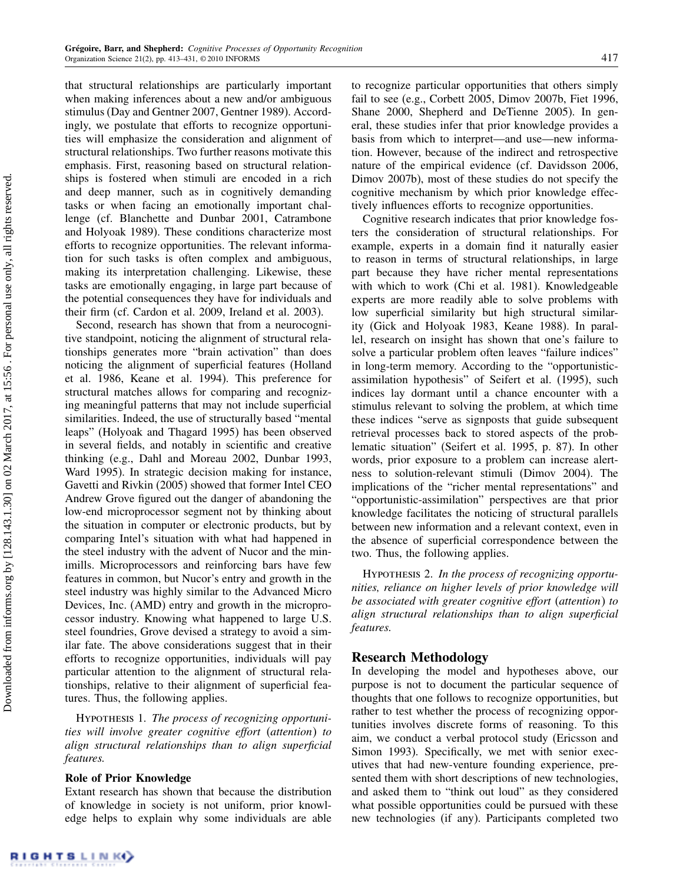that structural relationships are particularly important when making inferences about a new and/or ambiguous stimulus (Day and Gentner 2007, Gentner 1989). Accordingly, we postulate that efforts to recognize opportunities will emphasize the consideration and alignment of structural relationships. Two further reasons motivate this emphasis. First, reasoning based on structural relationships is fostered when stimuli are encoded in a rich and deep manner, such as in cognitively demanding tasks or when facing an emotionally important challenge (cf. Blanchette and Dunbar 2001, Catrambone and Holyoak 1989). These conditions characterize most efforts to recognize opportunities. The relevant information for such tasks is often complex and ambiguous, making its interpretation challenging. Likewise, these tasks are emotionally engaging, in large part because of the potential consequences they have for individuals and their firm (cf. Cardon et al. 2009, Ireland et al. 2003).

Second, research has shown that from a neurocognitive standpoint, noticing the alignment of structural relationships generates more "brain activation" than does noticing the alignment of superficial features (Holland et al. 1986, Keane et al. 1994). This preference for structural matches allows for comparing and recognizing meaningful patterns that may not include superficial similarities. Indeed, the use of structurally based "mental leaps" (Holyoak and Thagard 1995) has been observed in several fields, and notably in scientific and creative thinking (e.g., Dahl and Moreau 2002, Dunbar 1993, Ward 1995). In strategic decision making for instance, Gavetti and Rivkin (2005) showed that former Intel CEO Andrew Grove figured out the danger of abandoning the low-end microprocessor segment not by thinking about the situation in computer or electronic products, but by comparing Intel's situation with what had happened in the steel industry with the advent of Nucor and the minimills. Microprocessors and reinforcing bars have few features in common, but Nucor's entry and growth in the steel industry was highly similar to the Advanced Micro Devices, Inc. (AMD) entry and growth in the microprocessor industry. Knowing what happened to large U.S. steel foundries, Grove devised a strategy to avoid a similar fate. The above considerations suggest that in their efforts to recognize opportunities, individuals will pay particular attention to the alignment of structural relationships, relative to their alignment of superficial features. Thus, the following applies.

Hypothesis 1. *The process of recognizing opportunities will involve greater cognitive effort (attention) to align structural relationships than to align superficial features.*

### Role of Prior Knowledge

Extant research has shown that because the distribution of knowledge in society is not uniform, prior knowledge helps to explain why some individuals are able to recognize particular opportunities that others simply fail to see (e.g., Corbett 2005, Dimov 2007b, Fiet 1996, Shane 2000, Shepherd and DeTienne 2005). In general, these studies infer that prior knowledge provides a basis from which to interpret—and use—new information. However, because of the indirect and retrospective nature of the empirical evidence (cf. Davidsson 2006, Dimov 2007b), most of these studies do not specify the cognitive mechanism by which prior knowledge effectively influences efforts to recognize opportunities.

Cognitive research indicates that prior knowledge fosters the consideration of structural relationships. For example, experts in a domain find it naturally easier to reason in terms of structural relationships, in large part because they have richer mental representations with which to work (Chi et al. 1981). Knowledgeable experts are more readily able to solve problems with low superficial similarity but high structural similarity (Gick and Holyoak 1983, Keane 1988). In parallel, research on insight has shown that one's failure to solve a particular problem often leaves "failure indices" in long-term memory. According to the "opportunistic-assimilation hypothesis" of Seifert et al. (1995), such indices lay dormant until a chance encounter with a stimulus relevant to solving the problem, at which time these indices "serve as signposts that guide subsequent retrieval processes back to stored aspects of the problematic situation" (Seifert et al. 1995, p. 87). In other words, prior exposure to a problem can increase alertness to solution-relevant stimuli (Dimov 2004). The implications of the "richer mental representations" and "opportunistic-assimilation" perspectives are that prior knowledge facilitates the noticing of structural parallels between new information and a relevant context, even in the absence of superficial correspondence between the two. Thus, the following applies.

Hypothesis 2. *In the process of recognizing opportunities, reliance on higher levels of prior knowledge will be associated with greater cognitive effort (attention) to align structural relationships than to align superficial features.*

## Research Methodology

In developing the model and hypotheses above, our purpose is not to document the particular sequence of thoughts that one follows to recognize opportunities, but rather to test whether the process of recognizing opportunities involves discrete forms of reasoning. To this aim, we conduct a verbal protocol study (Ericsson and Simon 1993). Specifically, we met with senior executives that had new-venture founding experience, presented them with short descriptions of new technologies, and asked them to "think out loud" as they considered what possible opportunities could be pursued with these new technologies (if any). Participants completed two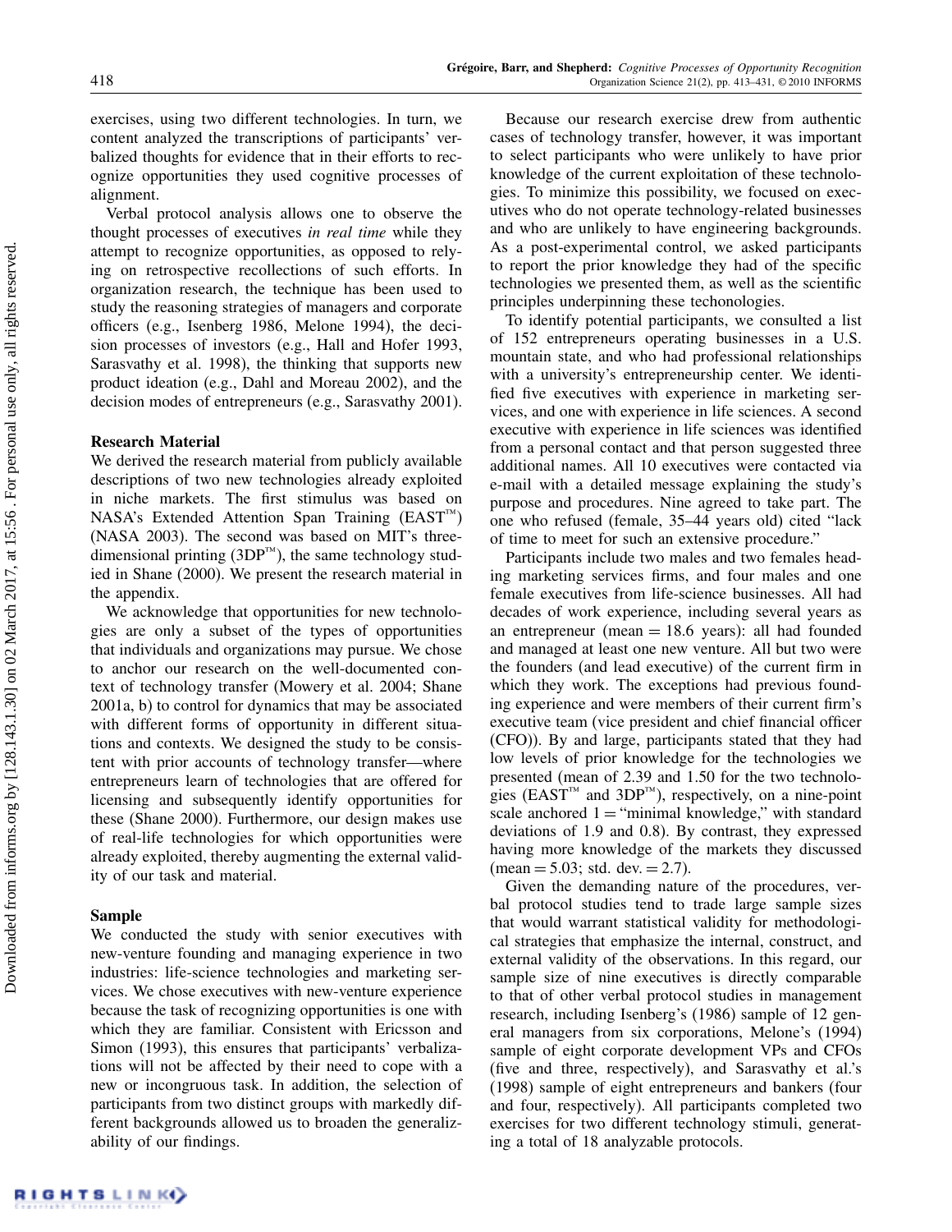exercises, using two different technologies. In turn, we content analyzed the transcriptions of participants' verbalized thoughts for evidence that in their efforts to recognize opportunities they used cognitive processes of alignment.

Verbal protocol analysis allows one to observe the thought processes of executives *in real time* while they attempt to recognize opportunities, as opposed to relying on retrospective recollections of such efforts. In organization research, the technique has been used to study the reasoning strategies of managers and corporate officers (e.g., Isenberg 1986, Melone 1994), the decision processes of investors (e.g., Hall and Hofer 1993, Sarasvathy et al. 1998), the thinking that supports new product ideation (e.g., Dahl and Moreau 2002), and the decision modes of entrepreneurs (e.g., Sarasvathy 2001).

### Research Material

We derived the research material from publicly available descriptions of two new technologies already exploited in niche markets. The first stimulus was based on NASA's Extended Attention Span Training (EAST™) (NASA 2003). The second was based on MIT's three-dimensional printing (3DP™), the same technology studied in Shane (2000). We present the research material in the appendix.

We acknowledge that opportunities for new technologies are only a subset of the types of opportunities that individuals and organizations may pursue. We chose to anchor our research on the well-documented context of technology transfer (Mowery et al. 2004; Shane 2001a, b) to control for dynamics that may be associated with different forms of opportunity in different situations and contexts. We designed the study to be consistent with prior accounts of technology transfer—where entrepreneurs learn of technologies that are offered for licensing and subsequently identify opportunities for these (Shane 2000). Furthermore, our design makes use of real-life technologies for which opportunities were already exploited, thereby augmenting the external validity of our task and material.

### Sample

We conducted the study with senior executives with new-venture founding and managing experience in two industries: life-science technologies and marketing services. We chose executives with new-venture experience because the task of recognizing opportunities is one with which they are familiar. Consistent with Ericsson and Simon (1993), this ensures that participants' verbalizations will not be affected by their need to cope with a new or incongruous task. In addition, the selection of participants from two distinct groups with markedly different backgrounds allowed us to broaden the generalizability of our findings.

Because our research exercise drew from authentic cases of technology transfer, however, it was important to select participants who were unlikely to have prior knowledge of the current exploitation of these technologies. To minimize this possibility, we focused on executives who do not operate technology-related businesses and who are unlikely to have engineering backgrounds. As a post-experimental control, we asked participants to report the prior knowledge they had of the specific technologies we presented them, as well as the scientific principles underpinning these techonologies.

To identify potential participants, we consulted a list of 152 entrepreneurs operating businesses in a U.S. mountain state, and who had professional relationships with a university's entrepreneurship center. We identified five executives with experience in marketing services, and one with experience in life sciences. A second executive with experience in life sciences was identified from a personal contact and that person suggested three additional names. All 10 executives were contacted via e-mail with a detailed message explaining the study's purpose and procedures. Nine agreed to take part. The one who refused (female, 35–44 years old) cited "lack of time to meet for such an extensive procedure."

Participants include two males and two females heading marketing services firms, and four males and one female executives from life-science businesses. All had decades of work experience, including several years as an entrepreneur (mean = 18.6 years): all had founded and managed at least one new venture. All but two were the founders (and lead executive) of the current firm in which they work. The exceptions had previous founding experience and were members of their current firm's executive team (vice president and chief financial officer (CFO)). By and large, participants stated that they had low levels of prior knowledge for the technologies we presented (mean of 2.39 and 1.50 for the two technologies (EAST™ and 3DP™), respectively, on a nine-point scale anchored 1 = "minimal knowledge," with standard deviations of 1.9 and 0.8). By contrast, they expressed having more knowledge of the markets they discussed (mean = 5.03; std. dev. = 2.7).

Given the demanding nature of the procedures, verbal protocol studies tend to trade large sample sizes that would warrant statistical validity for methodological strategies that emphasize the internal, construct, and external validity of the observations. In this regard, our sample size of nine executives is directly comparable to that of other verbal protocol studies in management research, including Isenberg's (1986) sample of 12 general managers from six corporations, Melone's (1994) sample of eight corporate development VPs and CFOs (five and three, respectively), and Sarasvathy et al.'s (1998) sample of eight entrepreneurs and bankers (four and four, respectively). All participants completed two exercises for two different technology stimuli, generating a total of 18 analyzable protocols.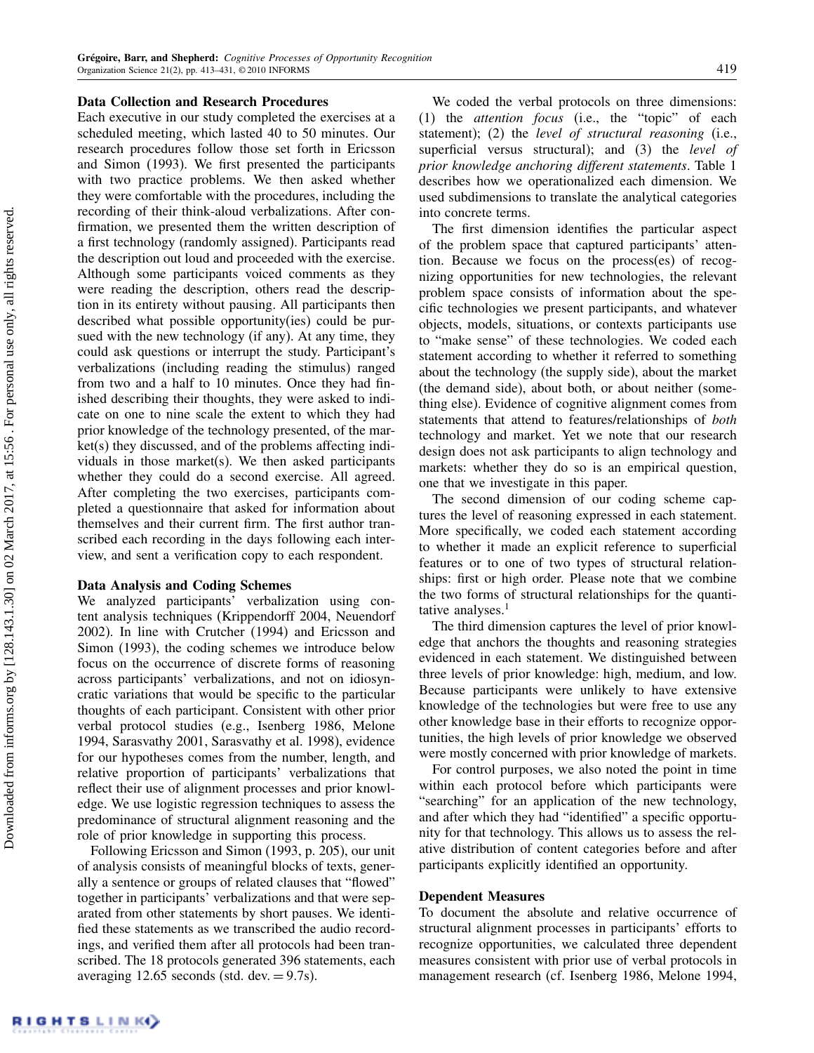### Data Collection and Research Procedures

Each executive in our study completed the exercises at a scheduled meeting, which lasted 40 to 50 minutes. Our research procedures follow those set forth in Ericsson and Simon (1993). We first presented the participants with two practice problems. We then asked whether they were comfortable with the procedures, including the recording of their think-aloud verbalizations. After confirmation, we presented them the written description of a first technology (randomly assigned). Participants read the description out loud and proceeded with the exercise. Although some participants voiced comments as they were reading the description, others read the description in its entirety without pausing. All participants then described what possible opportunity(ies) could be pursued with the new technology (if any). At any time, they could ask questions or interrupt the study. Participant's verbalizations (including reading the stimulus) ranged from two and a half to 10 minutes. Once they had finished describing their thoughts, they were asked to indicate on one to nine scale the extent to which they had prior knowledge of the technology presented, of the market(s) they discussed, and of the problems affecting individuals in those market(s). We then asked participants whether they could do a second exercise. All agreed. After completing the two exercises, participants completed a questionnaire that asked for information about themselves and their current firm. The first author transcribed each recording in the days following each interview, and sent a verification copy to each respondent.

### Data Analysis and Coding Schemes

We analyzed participants' verbalization using content analysis techniques (Krippendorff 2004, Neuendorf 2002). In line with Crutcher (1994) and Ericsson and Simon (1993), the coding schemes we introduce below focus on the occurrence of discrete forms of reasoning across participants' verbalizations, and not on idiosyncratic variations that would be specific to the particular thoughts of each participant. Consistent with other prior verbal protocol studies (e.g., Isenberg 1986, Melone 1994, Sarasvathy 2001, Sarasvathy et al. 1998), evidence for our hypotheses comes from the number, length, and relative proportion of participants' verbalizations that reflect their use of alignment processes and prior knowledge. We use logistic regression techniques to assess the predominance of structural alignment reasoning and the role of prior knowledge in supporting this process.

Following Ericsson and Simon (1993, p. 205), our unit of analysis consists of meaningful blocks of texts, generally a sentence or groups of related clauses that "flowed" together in participants' verbalizations and that were separated from other statements by short pauses. We identified these statements as we transcribed the audio recordings, and verified them after all protocols had been transcribed. The 18 protocols generated 396 statements, each averaging 12.65 seconds (std. dev. = 9.7s).

We coded the verbal protocols on three dimensions: (1) the *attention focus* (i.e., the "topic" of each statement); (2) the *level of structural reasoning* (i.e., superficial versus structural); and (3) the *level of prior knowledge anchoring different statements*. Table 1 describes how we operationalized each dimension. We used subdimensions to translate the analytical categories into concrete terms.

The first dimension identifies the particular aspect of the problem space that captured participants' attention. Because we focus on the process(es) of recognizing opportunities for new technologies, the relevant problem space consists of information about the specific technologies we present participants, and whatever objects, models, situations, or contexts participants use to "make sense" of these technologies. We coded each statement according to whether it referred to something about the technology (the supply side), about the market (the demand side), about both, or about neither (something else). Evidence of cognitive alignment comes from statements that attend to features/relationships of *both* technology and market. Yet we note that our research design does not ask participants to align technology and markets: whether they do so is an empirical question, one that we investigate in this paper.

The second dimension of our coding scheme captures the level of reasoning expressed in each statement. More specifically, we coded each statement according to whether it made an explicit reference to superficial features or to one of two types of structural relationships: first or high order. Please note that we combine the two forms of structural relationships for the quantitative analyses.[1]

The third dimension captures the level of prior knowledge that anchors the thoughts and reasoning strategies evidenced in each statement. We distinguished between three levels of prior knowledge: high, medium, and low. Because participants were unlikely to have extensive knowledge of the technologies but were free to use any other knowledge base in their efforts to recognize opportunities, the high levels of prior knowledge we observed were mostly concerned with prior knowledge of markets.

For control purposes, we also noted the point in time within each protocol before which participants were "searching" for an application of the new technology, and after which they had "identified" a specific opportunity for that technology. This allows us to assess the relative distribution of content categories before and after participants explicitly identified an opportunity.

### Dependent Measures

To document the absolute and relative occurrence of structural alignment processes in participants' efforts to recognize opportunities, we calculated three dependent measures consistent with prior use of verbal protocols in management research (cf. Isenberg 1986, Melone 1994,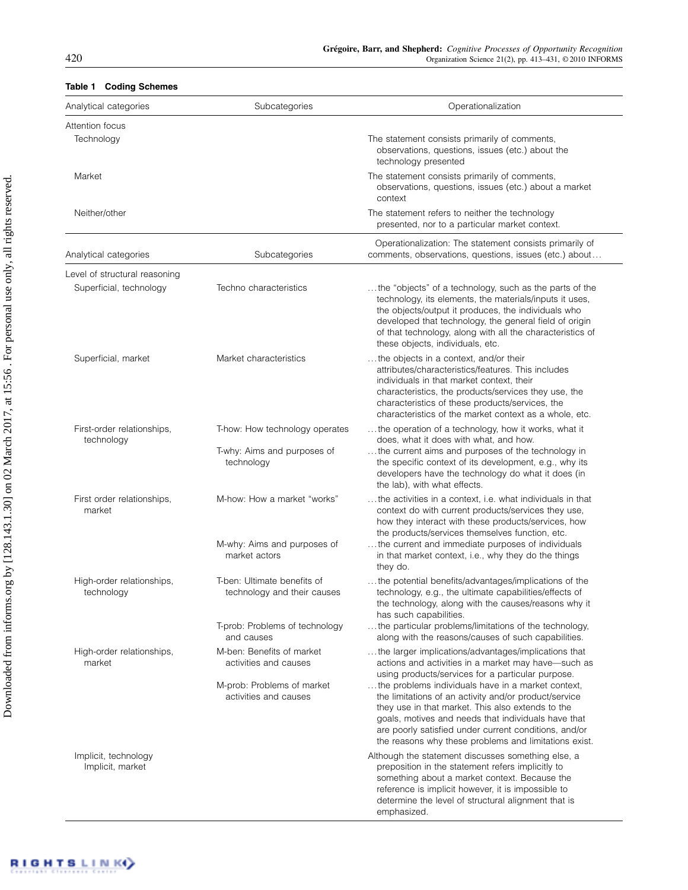**Table 1 Coding Schemes**

| Analytical categories | Subcategories | Operationalization |
|---|---|---|
| Attention focus | | |
| Technology | | The statement consists primarily of comments, observations, questions, issues (etc.) about the technology presented |
| Market | | The statement consists primarily of comments, observations, questions, issues (etc.) about a market context |
| Neither/other | | The statement refers to neither the technology presented, nor to a particular market context. |
| **Analytical categories** | **Subcategories** | **Operationalization: The statement consists primarily of comments, observations, questions, issues (etc.) about…** |
| Level of structural reasoning | | |
| Superficial, technology | Techno characteristics | …the "objects" of a technology, such as the parts of the technology, its elements, the materials/inputs it uses, the objects/output it produces, the individuals who developed that technology, the general field of origin of that technology, along with all the characteristics of these objects, individuals, etc. |
| Superficial, market | Market characteristics | …the objects in a context, and/or their attributes/characteristics/features. This includes individuals in that market context, their characteristics, the products/services they use, the characteristics of these products/services, the characteristics of the market context as a whole, etc. |
| First-order relationships, technology | T-how: How technology operates | …the operation of a technology, how it works, what it does, what it does with what, and how. |
| | T-why: Aims and purposes of technology | …the current aims and purposes of the technology in the specific context of its development, e.g., why its developers have the technology do what it does (in the lab), with what effects. |
| First order relationships, market | M-how: How a market "works" | …the activities in a context, i.e. what individuals in that context do with current products/services they use, how they interact with these products/services, how the products/services themselves function, etc. |
| | M-why: Aims and purposes of market actors | …the current and immediate purposes of individuals in that market context, i.e., why they do the things they do. |
| High-order relationships, technology | T-ben: Ultimate benefits of technology and their causes | …the potential benefits/advantages/implications of the technology, e.g., the ultimate capabilities/effects of the technology, along with the causes/reasons why it has such capabilities. |
| | T-prob: Problems of technology and causes | …the particular problems/limitations of the technology, along with the reasons/causes of such capabilities. |
| High-order relationships, market | M-ben: Benefits of market activities and causes | …the larger implications/advantages/implications that actions and activities in a market may have—such as using products/services for a particular purpose. |
| | M-prob: Problems of market activities and causes | …the problems individuals have in a market context, the limitations of an activity and/or product/service they use in that market. This also extends to the goals, motives and needs that individuals have that are poorly satisfied under current conditions, and/or the reasons why these problems and limitations exist. |
| Implicit, technology<br>Implicit, market | | Although the statement discusses something else, a preposition in the statement refers implicitly to something about a market context. Because the reference is implicit however, it is impossible to determine the level of structural alignment that is emphasized. |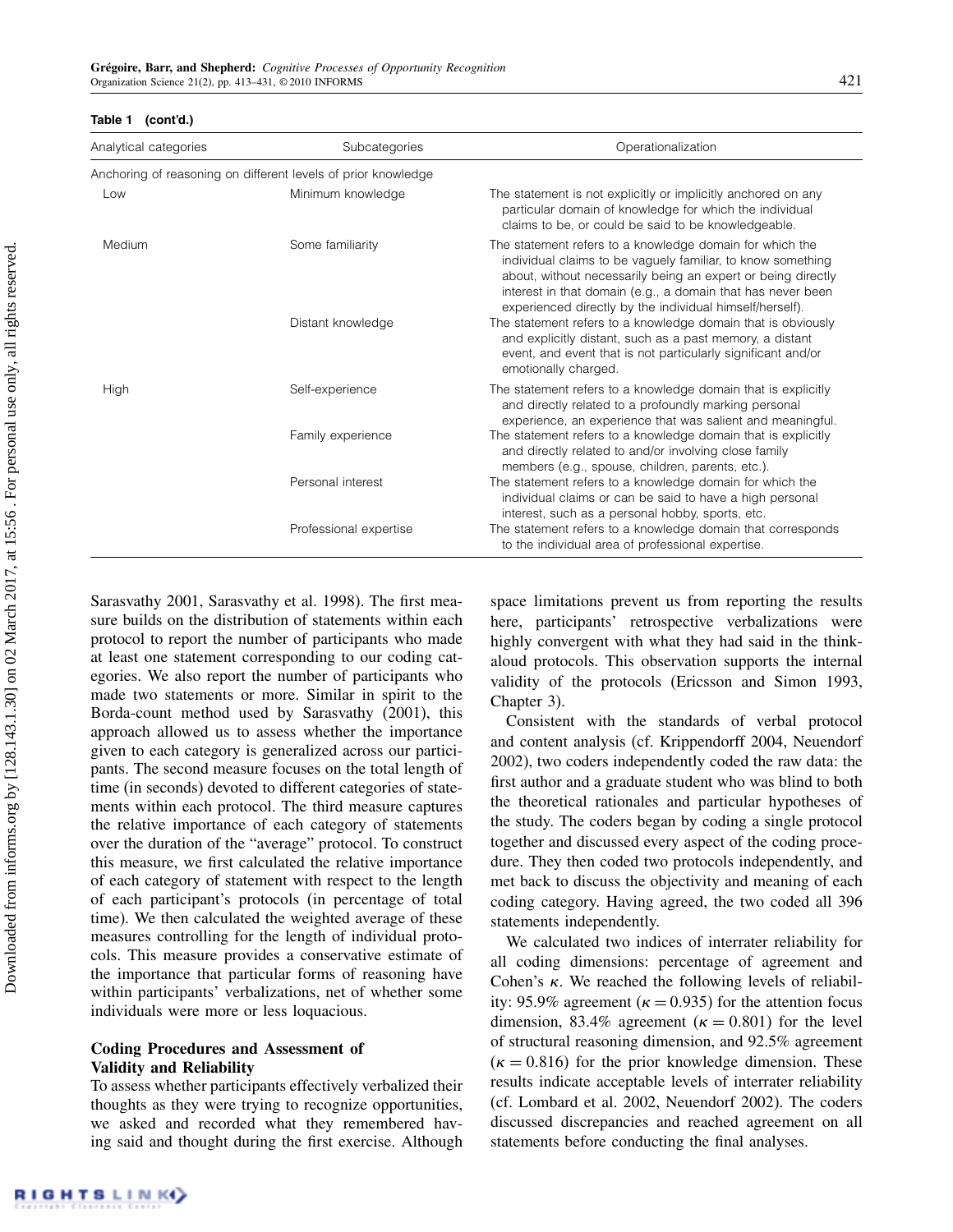**Table 1 (cont'd.)**

| Analytical categories | Subcategories | Operationalization |
|---|---|---|
| Anchoring of reasoning on different levels of prior knowledge | | |
| Low | Minimum knowledge | The statement is not explicitly or implicitly anchored on any particular domain of knowledge for which the individual claims to be, or could be said to be knowledgeable. |
| Medium | Some familiarity | The statement refers to a knowledge domain for which the individual claims to be vaguely familiar, to know something about, without necessarily being an expert or being directly interest in that domain (e.g., a domain that has never been experienced directly by the individual himself/herself). |
| | Distant knowledge | The statement refers to a knowledge domain that is obviously and explicitly distant, such as a past memory, a distant event, and event that is not particularly significant and/or emotionally charged. |
| High | Self-experience | The statement refers to a knowledge domain that is explicitly and directly related to a profoundly marking personal experience, an experience that was salient and meaningful. |
| | Family experience | The statement refers to a knowledge domain that is explicitly and directly related to and/or involving close family members (e.g., spouse, children, parents, etc.). |
| | Personal interest | The statement refers to a knowledge domain for which the individual claims or can be said to have a high personal interest, such as a personal hobby, sports, etc. |
| | Professional expertise | The statement refers to a knowledge domain that corresponds to the individual area of professional expertise. |

Sarasvathy 2001, Sarasvathy et al. 1998). The first measure builds on the distribution of statements within each protocol to report the number of participants who made at least one statement corresponding to our coding categories. We also report the number of participants who made two statements or more. Similar in spirit to the Borda-count method used by Sarasvathy (2001), this approach allowed us to assess whether the importance given to each category is generalized across our participants. The second measure focuses on the total length of time (in seconds) devoted to different categories of statements within each protocol. The third measure captures the relative importance of each category of statements over the duration of the "average" protocol. To construct this measure, we first calculated the relative importance of each category of statement with respect to the length of each participant's protocols (in percentage of total time). We then calculated the weighted average of these measures controlling for the length of individual protocols. This measure provides a conservative estimate of the importance that particular forms of reasoning have within participants' verbalizations, net of whether some individuals were more or less loquacious.

### Coding Procedures and Assessment of Validity and Reliability

To assess whether participants effectively verbalized their thoughts as they were trying to recognize opportunities, we asked and recorded what they remembered having said and thought during the first exercise. Although space limitations prevent us from reporting the results here, participants' retrospective verbalizations were highly convergent with what they had said in the think-aloud protocols. This observation supports the internal validity of the protocols (Ericsson and Simon 1993, Chapter 3).

Consistent with the standards of verbal protocol and content analysis (cf. Krippendorff 2004, Neuendorf 2002), two coders independently coded the raw data: the first author and a graduate student who was blind to both the theoretical rationales and particular hypotheses of the study. The coders began by coding a single protocol together and discussed every aspect of the coding procedure. They then coded two protocols independently, and met back to discuss the objectivity and meaning of each coding category. Having agreed, the two coded all 396 statements independently.

We calculated two indices of interrater reliability for all coding dimensions: percentage of agreement and Cohen's $\kappa$. We reached the following levels of reliability: 95.9% agreement ($\kappa = 0.935$) for the attention focus dimension, 83.4% agreement ($\kappa = 0.801$) for the level of structural reasoning dimension, and 92.5% agreement ($\kappa = 0.816$) for the prior knowledge dimension. These results indicate acceptable levels of interrater reliability (cf. Lombard et al. 2002, Neuendorf 2002). The coders discussed discrepancies and reached agreement on all statements before conducting the final analyses.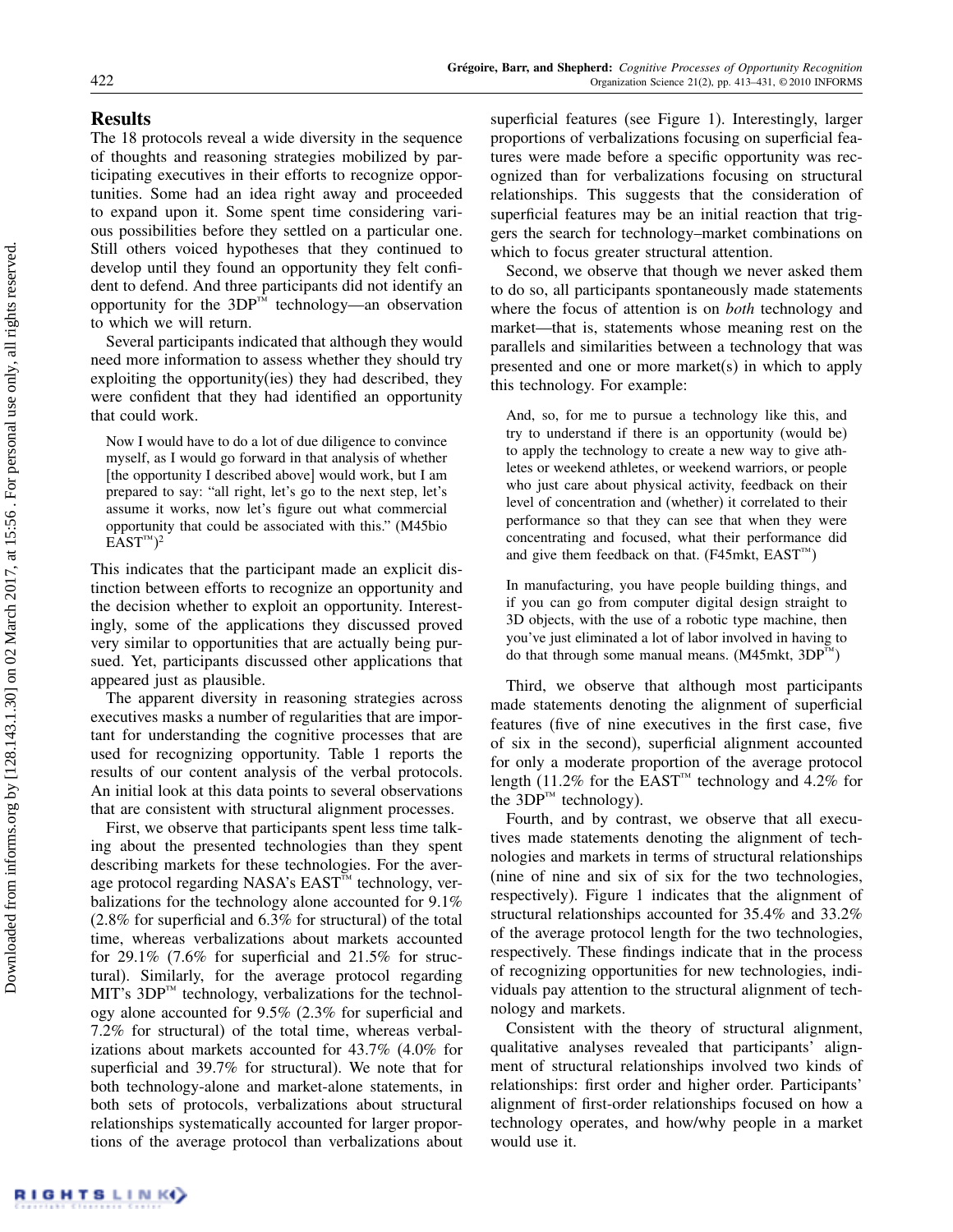## Results

The 18 protocols reveal a wide diversity in the sequence of thoughts and reasoning strategies mobilized by participating executives in their efforts to recognize opportunities. Some had an idea right away and proceeded to expand upon it. Some spent time considering various possibilities before they settled on a particular one. Still others voiced hypotheses that they continued to develop until they found an opportunity they felt confident to defend. And three participants did not identify an opportunity for the 3DP™ technology—an observation to which we will return.

Several participants indicated that although they would need more information to assess whether they should try exploiting the opportunity(ies) they had described, they were confident that they had identified an opportunity that could work.

> Now I would have to do a lot of due diligence to convince myself, as I would go forward in that analysis of whether [the opportunity I described above] would work, but I am prepared to say: "all right, let's go to the next step, let's assume it works, now let's figure out what commercial opportunity that could be associated with this." (M45bio EAST™)[2]

This indicates that the participant made an explicit distinction between efforts to recognize an opportunity and the decision whether to exploit an opportunity. Interestingly, some of the applications they discussed proved very similar to opportunities that are actually being pursued. Yet, participants discussed other applications that appeared just as plausible.

The apparent diversity in reasoning strategies across executives masks a number of regularities that are important for understanding the cognitive processes that are used for recognizing opportunity. Table 1 reports the results of our content analysis of the verbal protocols. An initial look at this data points to several observations that are consistent with structural alignment processes.

First, we observe that participants spent less time talking about the presented technologies than they spent describing markets for these technologies. For the average protocol regarding NASA's EAST™ technology, verbalizations for the technology alone accounted for 9.1% (2.8% for superficial and 6.3% for structural) of the total time, whereas verbalizations about markets accounted for 29.1% (7.6% for superficial and 21.5% for structural). Similarly, for the average protocol regarding MIT's 3DP™ technology, verbalizations for the technology alone accounted for 9.5% (2.3% for superficial and 7.2% for structural) of the total time, whereas verbalizations about markets accounted for 43.7% (4.0% for superficial and 39.7% for structural). We note that for both technology-alone and market-alone statements, in both sets of protocols, verbalizations about structural relationships systematically accounted for larger proportions of the average protocol than verbalizations about superficial features (see Figure 1). Interestingly, larger proportions of verbalizations focusing on superficial features were made before a specific opportunity was recognized than for verbalizations focusing on structural relationships. This suggests that the consideration of superficial features may be an initial reaction that triggers the search for technology–market combinations on which to focus greater structural attention.

Second, we observe that though we never asked them to do so, all participants spontaneously made statements where the focus of attention is on *both* technology and market—that is, statements whose meaning rest on the parallels and similarities between a technology that was presented and one or more market(s) in which to apply this technology. For example:

> And, so, for me to pursue a technology like this, and try to understand if there is an opportunity (would be) to apply the technology to create a new way to give athletes or weekend athletes, or weekend warriors, or people who just care about physical activity, feedback on their level of concentration and (whether) it correlated to their performance so that they can see that when they were concentrating and focused, what their performance did and give them feedback on that. (F45mkt, EAST™)

> In manufacturing, you have people building things, and if you can go from computer digital design straight to 3D objects, with the use of a robotic type machine, then you've just eliminated a lot of labor involved in having to do that through some manual means. (M45mkt, 3DP™)

Third, we observe that although most participants made statements denoting the alignment of superficial features (five of nine executives in the first case, five of six in the second), superficial alignment accounted for only a moderate proportion of the average protocol length (11.2% for the EAST™ technology and 4.2% for the 3DP™ technology).

Fourth, and by contrast, we observe that all executives made statements denoting the alignment of technologies and markets in terms of structural relationships (nine of nine and six of six for the two technologies, respectively). Figure 1 indicates that the alignment of structural relationships accounted for 35.4% and 33.2% of the average protocol length for the two technologies, respectively. These findings indicate that in the process of recognizing opportunities for new technologies, individuals pay attention to the structural alignment of technology and markets.

Consistent with the theory of structural alignment, qualitative analyses revealed that participants' alignment of structural relationships involved two kinds of relationships: first order and higher order. Participants' alignment of first-order relationships focused on how a technology operates, and how/why people in a market would use it.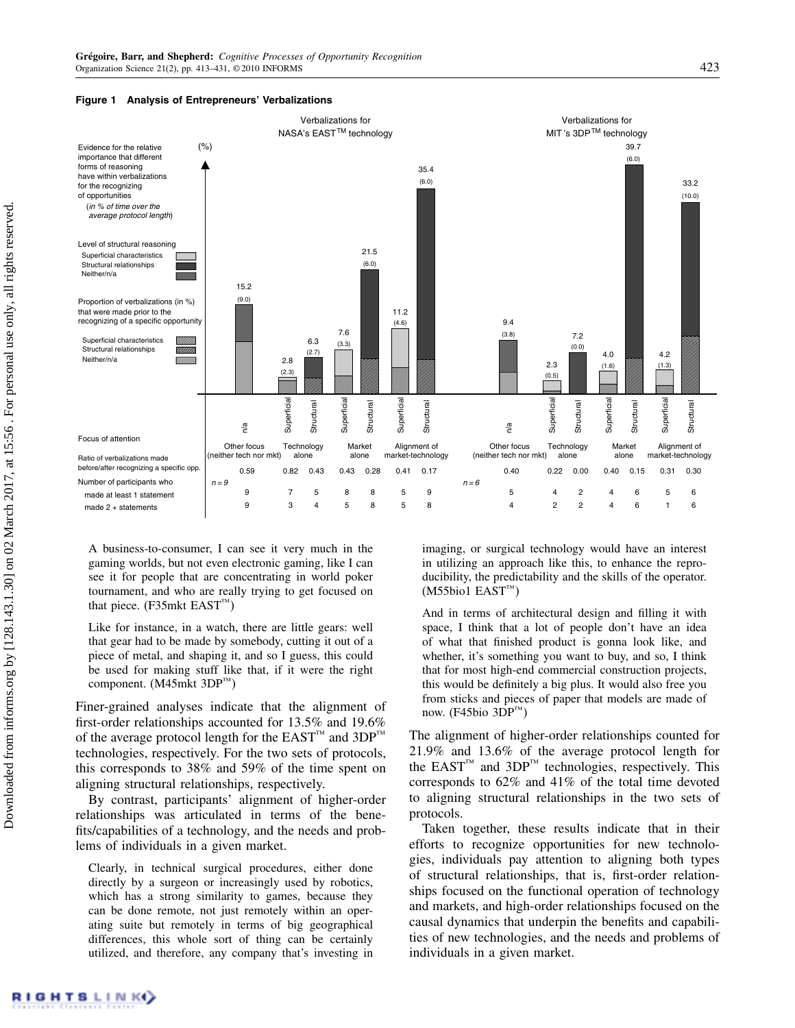**Figure 1 Analysis of Entrepreneurs' Verbalizations**

| Focus of attention | Level | NASA's EAST™: % of time (% prior to recognizing) | NASA's EAST™: Ratio before/after | NASA's EAST™: Participants ≥1 statement ($n = 9$) | NASA's EAST™: Participants 2+ statements | MIT's 3DP™: % of time (% prior to recognizing) | MIT's 3DP™: Ratio before/after | MIT's 3DP™: Participants ≥1 statement ($n = 6$) | MIT's 3DP™: Participants 2+ statements |
|---|---|---|---|---|---|---|---|---|---|
| Other focus (neither tech nor mkt) | n/a | 15.2 (9.0) | 0.59 | 9 | 9 | 9.4 (3.8) | 0.40 | 5 | 4 |
| Technology alone | Superficial | 2.8 (2.3) | 0.82 | 7 | 3 | 2.3 (0.5) | 0.22 | 4 | 2 |
| Technology alone | Structural | 6.3 (2.7) | 0.43 | 5 | 4 | 7.2 (0.0) | 0.00 | 2 | 2 |
| Market alone | Superficial | 7.6 (3.3) | 0.43 | 8 | 5 | 4.0 (1.6) | 0.40 | 4 | 4 |
| Market alone | Structural | 21.5 (6.0) | 0.28 | 8 | 8 | 39.7 (6.0) | 0.15 | 6 | 6 |
| Alignment of market-technology | Superficial | 11.2 (4.6) | 0.41 | 5 | 5 | 4.2 (1.3) | 0.31 | 5 | 1 |
| Alignment of market-technology | Structural | 35.4 (6.0) | 0.17 | 9 | 8 | 33.2 (10.0) | 0.30 | 6 | 6 |

Evidence for the relative importance that different forms of reasoning have within verbalizations for the recognizing of opportunities (*in % of time over the average protocol length*). Level of structural reasoning: Superficial characteristics; Structural relationships; Neither/n/a. Proportion of verbalizations (in %) that were made prior to the recognizing of a specific opportunity shown in parentheses. Ratio of verbalizations made before/after recognizing a specific opp.

> A business-to-consumer, I can see it very much in the gaming worlds, but not even electronic gaming, like I can see it for people that are concentrating in world poker tournament, and who are really trying to get focused on that piece. (F35mkt EAST™)

> Like for instance, in a watch, there are little gears: well that gear had to be made by somebody, cutting it out of a piece of metal, and shaping it, and so I guess, this could be used for making stuff like that, if it were the right component. (M45mkt 3DP™)

Finer-grained analyses indicate that the alignment of first-order relationships accounted for 13.5% and 19.6% of the average protocol length for the EAST™ and 3DP™ technologies, respectively. For the two sets of protocols, this corresponds to 38% and 59% of the time spent on aligning structural relationships, respectively.

By contrast, participants' alignment of higher-order relationships was articulated in terms of the benefits/capabilities of a technology, and the needs and problems of individuals in a given market.

> Clearly, in technical surgical procedures, either done directly by a surgeon or increasingly used by robotics, which has a strong similarity to games, because they can be done remote, not just remotely within an operating suite but remotely in terms of big geographical differences, this whole sort of thing can be certainly utilized, and therefore, any company that's investing in imaging, or surgical technology would have an interest in utilizing an approach like this, to enhance the reproducibility, the predictability and the skills of the operator. (M55bio1 EAST™)

> And in terms of architectural design and filling it with space, I think that a lot of people don't have an idea of what that finished product is gonna look like, and whether, it's something you want to buy, and so, I think that for most high-end commercial construction projects, this would be definitely a big plus. It would also free you from sticks and pieces of paper that models are made of now. (F45bio 3DP™)

The alignment of higher-order relationships counted for 21.9% and 13.6% of the average protocol length for the EAST™ and 3DP™ technologies, respectively. This corresponds to 62% and 41% of the total time devoted to aligning structural relationships in the two sets of protocols.

Taken together, these results indicate that in their efforts to recognize opportunities for new technologies, individuals pay attention to aligning both types of structural relationships, that is, first-order relationships focused on the functional operation of technology and markets, and high-order relationships focused on the causal dynamics that underpin the benefits and capabilities of new technologies, and the needs and problems of individuals in a given market.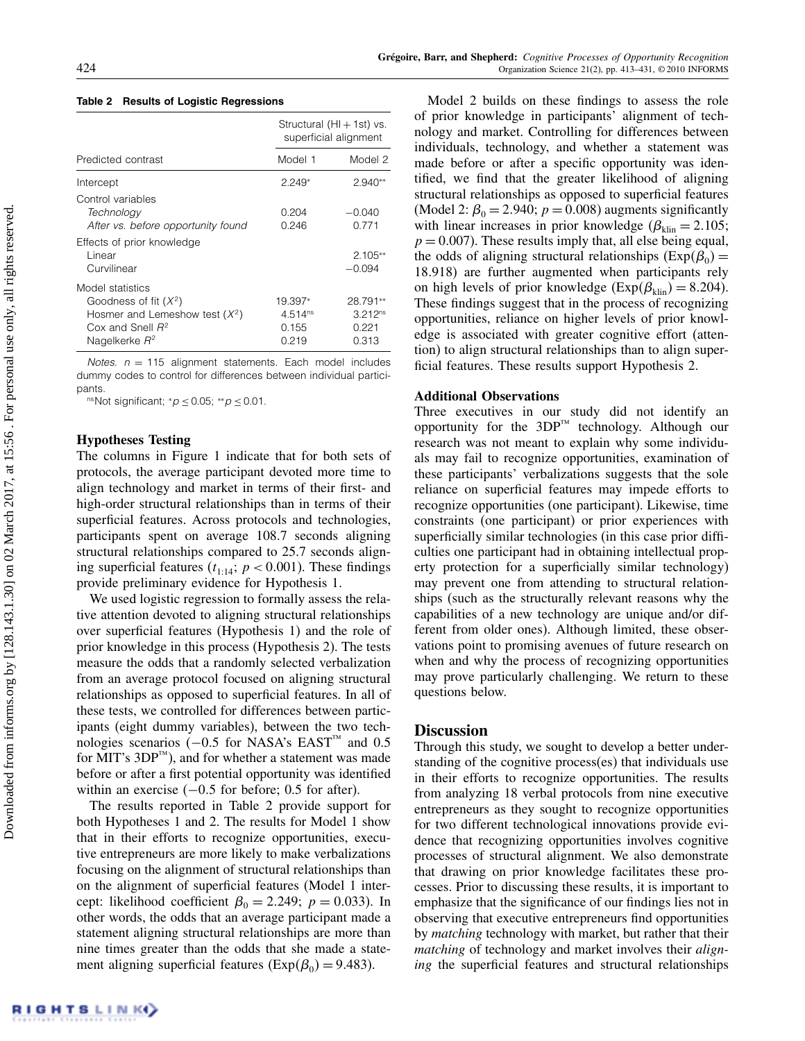**Table 2 Results of Logistic Regressions**

| Predicted contrast | Structural (HI + 1st) vs. superficial alignment | |
|---|---|---|
| | Model 1 | Model 2 |
| Intercept | 2.249* | 2.940** |
| Control variables | | |
| *Technology* | 0.204 | −0.040 |
| *After vs. before opportunity found* | 0.246 | 0.771 |
| Effects of prior knowledge | | |
| Linear | | 2.105** |
| Curvilinear | | −0.094 |
| Model statistics | | |
| Goodness of fit ($X^2$) | 19.397* | 28.791** |
| Hosmer and Lemeshow test ($X^2$) | 4.514[ns] | 3.212[ns] |
| Cox and Snell $R^2$ | 0.155 | 0.221 |
| Nagelkerke $R^2$ | 0.219 | 0.313 |

*Notes.* $n = 115$ alignment statements. Each model includes dummy codes to control for differences between individual participants.

[ns]Not significant; $^{*}p \leq 0.05$; $^{**}p \leq 0.01$.

### Hypotheses Testing

The columns in Figure 1 indicate that for both sets of protocols, the average participant devoted more time to align technology and market in terms of their first- and high-order structural relationships than in terms of their superficial features. Across protocols and technologies, participants spent on average 108.7 seconds aligning structural relationships compared to 25.7 seconds aligning superficial features ($t_{1:14}$; $p < 0.001$). These findings provide preliminary evidence for Hypothesis 1.

We used logistic regression to formally assess the relative attention devoted to aligning structural relationships over superficial features (Hypothesis 1) and the role of prior knowledge in this process (Hypothesis 2). The tests measure the odds that a randomly selected verbalization from an average protocol focused on aligning structural relationships as opposed to superficial features. In all of these tests, we controlled for differences between participants (eight dummy variables), between the two technologies scenarios (−0.5 for NASA's EAST™ and 0.5 for MIT's 3DP™), and for whether a statement was made before or after a first potential opportunity was identified within an exercise (−0.5 for before; 0.5 for after).

The results reported in Table 2 provide support for both Hypotheses 1 and 2. The results for Model 1 show that in their efforts to recognize opportunities, executive entrepreneurs are more likely to make verbalizations focusing on the alignment of structural relationships than on the alignment of superficial features (Model 1 intercept: likelihood coefficient $\beta_0 = 2.249$; $p = 0.033$). In other words, the odds that an average participant made a statement aligning structural relationships are more than nine times greater than the odds that she made a statement aligning superficial features ($\text{Exp}(\beta_0) = 9.483$).

Model 2 builds on these findings to assess the role of prior knowledge in participants' alignment of technology and market. Controlling for differences between individuals, technology, and whether a statement was made before or after a specific opportunity was identified, we find that the greater likelihood of aligning structural relationships as opposed to superficial features (Model 2: $\beta_0 = 2.940$; $p = 0.008$) augments significantly with linear increases in prior knowledge ($\beta_{\text{klin}} = 2.105$; $p = 0.007$). These results imply that, all else being equal, the odds of aligning structural relationships ($\text{Exp}(\beta_0) = 18.918$) are further augmented when participants rely on high levels of prior knowledge ($\text{Exp}(\beta_{\text{klin}}) = 8.204$). These findings suggest that in the process of recognizing opportunities, reliance on higher levels of prior knowledge is associated with greater cognitive effort (attention) to align structural relationships than to align superficial features. These results support Hypothesis 2.

### Additional Observations

Three executives in our study did not identify an opportunity for the 3DP™ technology. Although our research was not meant to explain why some individuals may fail to recognize opportunities, examination of these participants' verbalizations suggests that the sole reliance on superficial features may impede efforts to recognize opportunities (one participant). Likewise, time constraints (one participant) or prior experiences with superficially similar technologies (in this case prior difficulties one participant had in obtaining intellectual property protection for a superficially similar technology) may prevent one from attending to structural relationships (such as the structurally relevant reasons why the capabilities of a new technology are unique and/or different from older ones). Although limited, these observations point to promising avenues of future research on when and why the process of recognizing opportunities may prove particularly challenging. We return to these questions below.

## Discussion

Through this study, we sought to develop a better understanding of the cognitive process(es) that individuals use in their efforts to recognize opportunities. The results from analyzing 18 verbal protocols from nine executive entrepreneurs as they sought to recognize opportunities for two different technological innovations provide evidence that recognizing opportunities involves cognitive processes of structural alignment. We also demonstrate that drawing on prior knowledge facilitates these processes. Prior to discussing these results, it is important to emphasize that the significance of our findings lies not in observing that executive entrepreneurs find opportunities by *matching* technology with market, but rather that their *matching* of technology and market involves their *aligning* the superficial features and structural relationships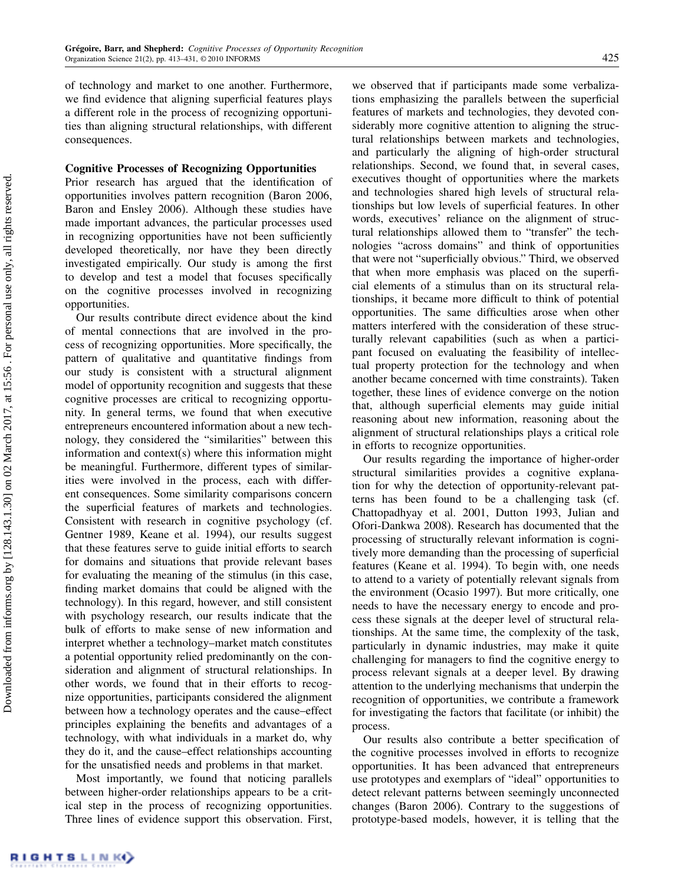of technology and market to one another. Furthermore, we find evidence that aligning superficial features plays a different role in the process of recognizing opportunities than aligning structural relationships, with different consequences.

### Cognitive Processes of Recognizing Opportunities

Prior research has argued that the identification of opportunities involves pattern recognition (Baron 2006, Baron and Ensley 2006). Although these studies have made important advances, the particular processes used in recognizing opportunities have not been sufficiently developed theoretically, nor have they been directly investigated empirically. Our study is among the first to develop and test a model that focuses specifically on the cognitive processes involved in recognizing opportunities.

Our results contribute direct evidence about the kind of mental connections that are involved in the process of recognizing opportunities. More specifically, the pattern of qualitative and quantitative findings from our study is consistent with a structural alignment model of opportunity recognition and suggests that these cognitive processes are critical to recognizing opportunity. In general terms, we found that when executive entrepreneurs encountered information about a new technology, they considered the "similarities" between this information and context(s) where this information might be meaningful. Furthermore, different types of similarities were involved in the process, each with different consequences. Some similarity comparisons concern the superficial features of markets and technologies. Consistent with research in cognitive psychology (cf. Gentner 1989, Keane et al. 1994), our results suggest that these features serve to guide initial efforts to search for domains and situations that provide relevant bases for evaluating the meaning of the stimulus (in this case, finding market domains that could be aligned with the technology). In this regard, however, and still consistent with psychology research, our results indicate that the bulk of efforts to make sense of new information and interpret whether a technology–market match constitutes a potential opportunity relied predominantly on the consideration and alignment of structural relationships. In other words, we found that in their efforts to recognize opportunities, participants considered the alignment between how a technology operates and the cause–effect principles explaining the benefits and advantages of a technology, with what individuals in a market do, why they do it, and the cause–effect relationships accounting for the unsatisfied needs and problems in that market.

Most importantly, we found that noticing parallels between higher-order relationships appears to be a critical step in the process of recognizing opportunities. Three lines of evidence support this observation. First, we observed that if participants made some verbalizations emphasizing the parallels between the superficial features of markets and technologies, they devoted considerably more cognitive attention to aligning the structural relationships between markets and technologies, and particularly the aligning of high-order structural relationships. Second, we found that, in several cases, executives thought of opportunities where the markets and technologies shared high levels of structural relationships but low levels of superficial features. In other words, executives' reliance on the alignment of structural relationships allowed them to "transfer" the technologies "across domains" and think of opportunities that were not "superficially obvious." Third, we observed that when more emphasis was placed on the superficial elements of a stimulus than on its structural relationships, it became more difficult to think of potential opportunities. The same difficulties arose when other matters interfered with the consideration of these structurally relevant capabilities (such as when a participant focused on evaluating the feasibility of intellectual property protection for the technology and when another became concerned with time constraints). Taken together, these lines of evidence converge on the notion that, although superficial elements may guide initial reasoning about new information, reasoning about the alignment of structural relationships plays a critical role in efforts to recognize opportunities.

Our results regarding the importance of higher-order structural similarities provides a cognitive explanation for why the detection of opportunity-relevant patterns has been found to be a challenging task (cf. Chattopadhyay et al. 2001, Dutton 1993, Julian and Ofori-Dankwa 2008). Research has documented that the processing of structurally relevant information is cognitively more demanding than the processing of superficial features (Keane et al. 1994). To begin with, one needs to attend to a variety of potentially relevant signals from the environment (Ocasio 1997). But more critically, one needs to have the necessary energy to encode and process these signals at the deeper level of structural relationships. At the same time, the complexity of the task, particularly in dynamic industries, may make it quite challenging for managers to find the cognitive energy to process relevant signals at a deeper level. By drawing attention to the underlying mechanisms that underpin the recognition of opportunities, we contribute a framework for investigating the factors that facilitate (or inhibit) the process.

Our results also contribute a better specification of the cognitive processes involved in efforts to recognize opportunities. It has been advanced that entrepreneurs use prototypes and exemplars of "ideal" opportunities to detect relevant patterns between seemingly unconnected changes (Baron 2006). Contrary to the suggestions of prototype-based models, however, it is telling that the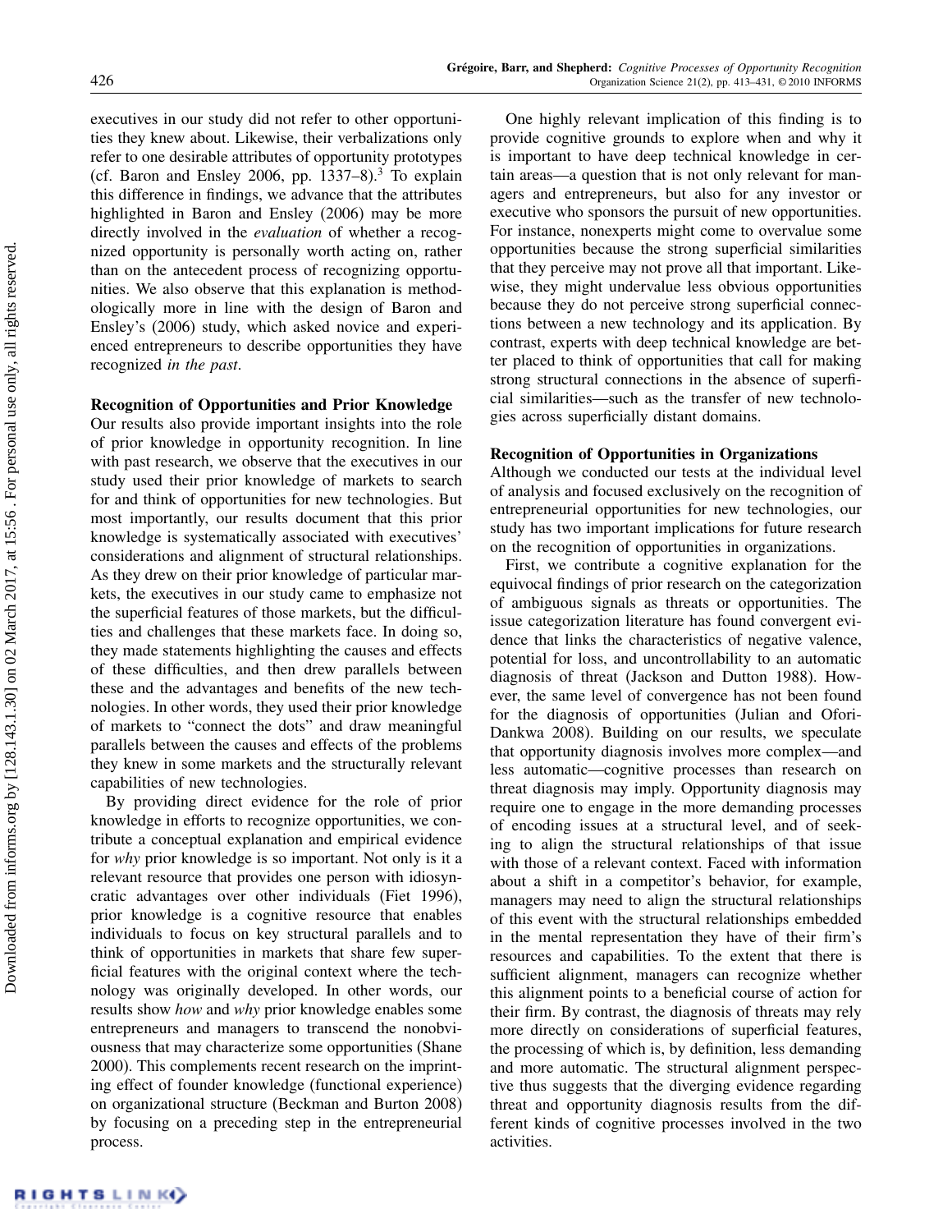executives in our study did not refer to other opportunities they knew about. Likewise, their verbalizations only refer to one desirable attributes of opportunity prototypes (cf. Baron and Ensley 2006, pp. 1337–8).[3] To explain this difference in findings, we advance that the attributes highlighted in Baron and Ensley (2006) may be more directly involved in the *evaluation* of whether a recognized opportunity is personally worth acting on, rather than on the antecedent process of recognizing opportunities. We also observe that this explanation is methodologically more in line with the design of Baron and Ensley's (2006) study, which asked novice and experienced entrepreneurs to describe opportunities they have recognized *in the past*.

### Recognition of Opportunities and Prior Knowledge

Our results also provide important insights into the role of prior knowledge in opportunity recognition. In line with past research, we observe that the executives in our study used their prior knowledge of markets to search for and think of opportunities for new technologies. But most importantly, our results document that this prior knowledge is systematically associated with executives' considerations and alignment of structural relationships. As they drew on their prior knowledge of particular markets, the executives in our study came to emphasize not the superficial features of those markets, but the difficulties and challenges that these markets face. In doing so, they made statements highlighting the causes and effects of these difficulties, and then drew parallels between these and the advantages and benefits of the new technologies. In other words, they used their prior knowledge of markets to "connect the dots" and draw meaningful parallels between the causes and effects of the problems they knew in some markets and the structurally relevant capabilities of new technologies.

By providing direct evidence for the role of prior knowledge in efforts to recognize opportunities, we contribute a conceptual explanation and empirical evidence for *why* prior knowledge is so important. Not only is it a relevant resource that provides one person with idiosyncratic advantages over other individuals (Fiet 1996), prior knowledge is a cognitive resource that enables individuals to focus on key structural parallels and to think of opportunities in markets that share few superficial features with the original context where the technology was originally developed. In other words, our results show *how* and *why* prior knowledge enables some entrepreneurs and managers to transcend the nonobviousness that may characterize some opportunities (Shane 2000). This complements recent research on the imprinting effect of founder knowledge (functional experience) on organizational structure (Beckman and Burton 2008) by focusing on a preceding step in the entrepreneurial process.

One highly relevant implication of this finding is to provide cognitive grounds to explore when and why it is important to have deep technical knowledge in certain areas—a question that is not only relevant for managers and entrepreneurs, but also for any investor or executive who sponsors the pursuit of new opportunities. For instance, nonexperts might come to overvalue some opportunities because the strong superficial similarities that they perceive may not prove all that important. Likewise, they might undervalue less obvious opportunities because they do not perceive strong superficial connections between a new technology and its application. By contrast, experts with deep technical knowledge are better placed to think of opportunities that call for making strong structural connections in the absence of superficial similarities—such as the transfer of new technologies across superficially distant domains.

### Recognition of Opportunities in Organizations

Although we conducted our tests at the individual level of analysis and focused exclusively on the recognition of entrepreneurial opportunities for new technologies, our study has two important implications for future research on the recognition of opportunities in organizations.

First, we contribute a cognitive explanation for the equivocal findings of prior research on the categorization of ambiguous signals as threats or opportunities. The issue categorization literature has found convergent evidence that links the characteristics of negative valence, potential for loss, and uncontrollability to an automatic diagnosis of threat (Jackson and Dutton 1988). However, the same level of convergence has not been found for the diagnosis of opportunities (Julian and Ofori-Dankwa 2008). Building on our results, we speculate that opportunity diagnosis involves more complex—and less automatic—cognitive processes than research on threat diagnosis may imply. Opportunity diagnosis may require one to engage in the more demanding processes of encoding issues at a structural level, and of seeking to align the structural relationships of that issue with those of a relevant context. Faced with information about a shift in a competitor's behavior, for example, managers may need to align the structural relationships of this event with the structural relationships embedded in the mental representation they have of their firm's resources and capabilities. To the extent that there is sufficient alignment, managers can recognize whether this alignment points to a beneficial course of action for their firm. By contrast, the diagnosis of threats may rely more directly on considerations of superficial features, the processing of which is, by definition, less demanding and more automatic. The structural alignment perspective thus suggests that the diverging evidence regarding threat and opportunity diagnosis results from the different kinds of cognitive processes involved in the two activities.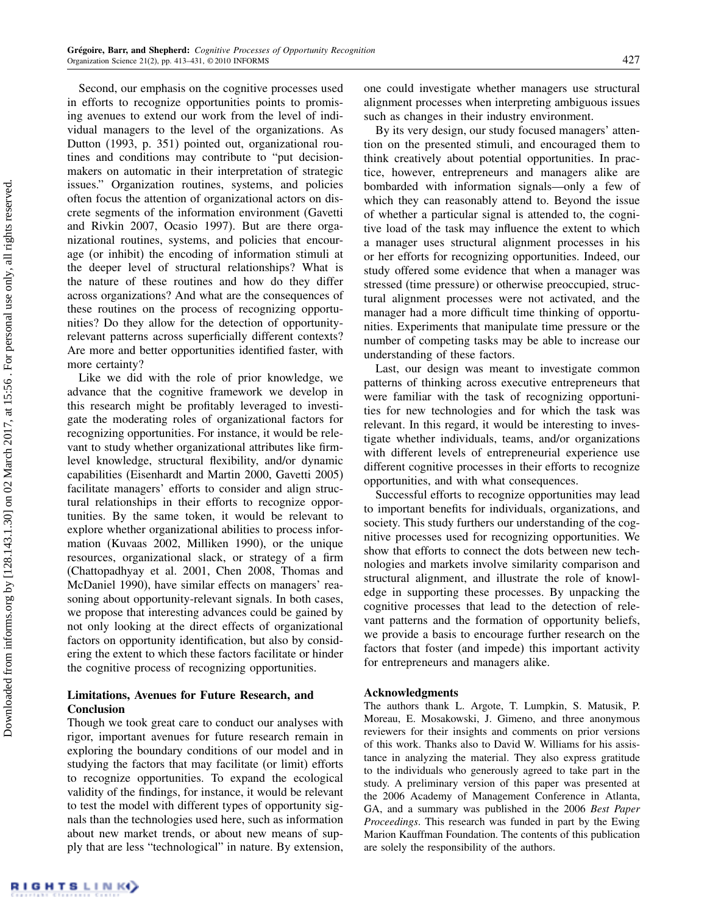Second, our emphasis on the cognitive processes used in efforts to recognize opportunities points to promising avenues to extend our work from the level of individual managers to the level of the organizations. As Dutton (1993, p. 351) pointed out, organizational routines and conditions may contribute to "put decision-makers on automatic in their interpretation of strategic issues." Organization routines, systems, and policies often focus the attention of organizational actors on discrete segments of the information environment (Gavetti and Rivkin 2007, Ocasio 1997). But are there organizational routines, systems, and policies that encourage (or inhibit) the encoding of information stimuli at the deeper level of structural relationships? What is the nature of these routines and how do they differ across organizations? And what are the consequences of these routines on the process of recognizing opportunities? Do they allow for the detection of opportunity-relevant patterns across superficially different contexts? Are more and better opportunities identified faster, with more certainty?

Like we did with the role of prior knowledge, we advance that the cognitive framework we develop in this research might be profitably leveraged to investigate the moderating roles of organizational factors for recognizing opportunities. For instance, it would be relevant to study whether organizational attributes like firm-level knowledge, structural flexibility, and/or dynamic capabilities (Eisenhardt and Martin 2000, Gavetti 2005) facilitate managers' efforts to consider and align structural relationships in their efforts to recognize opportunities. By the same token, it would be relevant to explore whether organizational abilities to process information (Kuvaas 2002, Milliken 1990), or the unique resources, organizational slack, or strategy of a firm (Chattopadhyay et al. 2001, Chen 2008, Thomas and McDaniel 1990), have similar effects on managers' reasoning about opportunity-relevant signals. In both cases, we propose that interesting advances could be gained by not only looking at the direct effects of organizational factors on opportunity identification, but also by considering the extent to which these factors facilitate or hinder the cognitive process of recognizing opportunities.

### Limitations, Avenues for Future Research, and Conclusion

Though we took great care to conduct our analyses with rigor, important avenues for future research remain in exploring the boundary conditions of our model and in studying the factors that may facilitate (or limit) efforts to recognize opportunities. To expand the ecological validity of the findings, for instance, it would be relevant to test the model with different types of opportunity signals than the technologies used here, such as information about new market trends, or about new means of supply that are less "technological" in nature. By extension, one could investigate whether managers use structural alignment processes when interpreting ambiguous issues such as changes in their industry environment.

By its very design, our study focused managers' attention on the presented stimuli, and encouraged them to think creatively about potential opportunities. In practice, however, entrepreneurs and managers alike are bombarded with information signals—only a few of which they can reasonably attend to. Beyond the issue of whether a particular signal is attended to, the cognitive load of the task may influence the extent to which a manager uses structural alignment processes in his or her efforts for recognizing opportunities. Indeed, our study offered some evidence that when a manager was stressed (time pressure) or otherwise preoccupied, structural alignment processes were not activated, and the manager had a more difficult time thinking of opportunities. Experiments that manipulate time pressure or the number of competing tasks may be able to increase our understanding of these factors.

Last, our design was meant to investigate common patterns of thinking across executive entrepreneurs that were familiar with the task of recognizing opportunities for new technologies and for which the task was relevant. In this regard, it would be interesting to investigate whether individuals, teams, and/or organizations with different levels of entrepreneurial experience use different cognitive processes in their efforts to recognize opportunities, and with what consequences.

Successful efforts to recognize opportunities may lead to important benefits for individuals, organizations, and society. This study furthers our understanding of the cognitive processes used for recognizing opportunities. We show that efforts to connect the dots between new technologies and markets involve similarity comparison and structural alignment, and illustrate the role of knowledge in supporting these processes. By unpacking the cognitive processes that lead to the detection of relevant patterns and the formation of opportunity beliefs, we provide a basis to encourage further research on the factors that foster (and impede) this important activity for entrepreneurs and managers alike.

### Acknowledgments

The authors thank L. Argote, T. Lumpkin, S. Matusik, P. Moreau, E. Mosakowski, J. Gimeno, and three anonymous reviewers for their insights and comments on prior versions of this work. Thanks also to David W. Williams for his assistance in analyzing the material. They also express gratitude to the individuals who generously agreed to take part in the study. A preliminary version of this paper was presented at the 2006 Academy of Management Conference in Atlanta, GA, and a summary was published in the 2006 *Best Paper Proceedings*. This research was funded in part by the Ewing Marion Kauffman Foundation. The contents of this publication are solely the responsibility of the authors.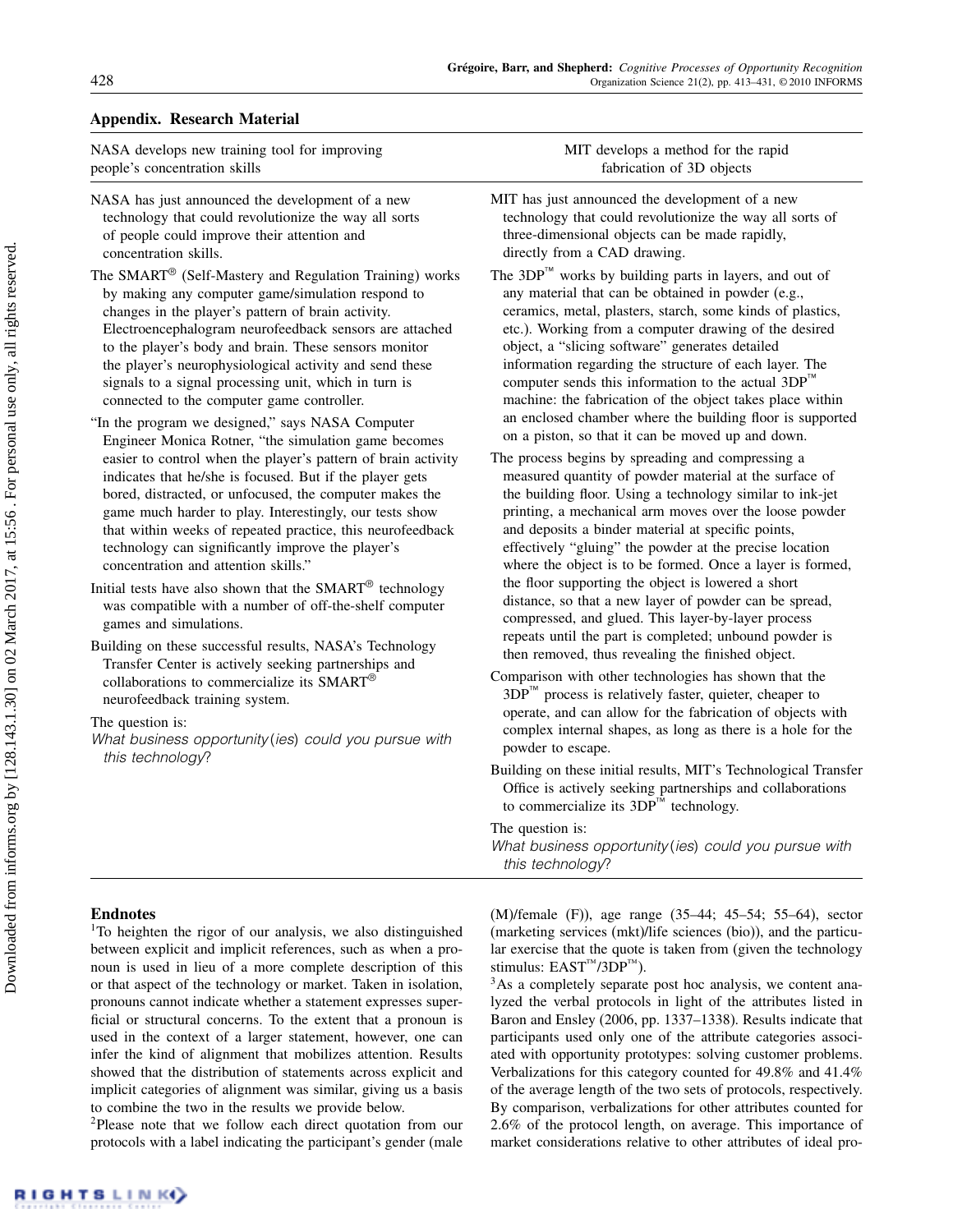## Appendix. Research Material

| NASA develops new training tool for improving people's concentration skills | MIT develops a method for the rapid fabrication of 3D objects |
|---|---|
| NASA has just announced the development of a new technology that could revolutionize the way all sorts of people could improve their attention and concentration skills.<br><br>The SMART® (Self-Mastery and Regulation Training) works by making any computer game/simulation respond to changes in the player's pattern of brain activity. Electroencephalogram neurofeedback sensors are attached to the player's body and brain. These sensors monitor the player's neurophysiological activity and send these signals to a signal processing unit, which in turn is connected to the computer game controller.<br><br>"In the program we designed," says NASA Computer Engineer Monica Rotner, "the simulation game becomes easier to control when the player's pattern of brain activity indicates that he/she is focused. But if the player gets bored, distracted, or unfocused, the computer makes the game much harder to play. Interestingly, our tests show that within weeks of repeated practice, this neurofeedback technology can significantly improve the player's concentration and attention skills."<br><br>Initial tests have also shown that the SMART® technology was compatible with a number of off-the-shelf computer games and simulations.<br><br>Building on these successful results, NASA's Technology Transfer Center is actively seeking partnerships and collaborations to commercialize its SMART® neurofeedback training system.<br><br>The question is:<br>*What business opportunity(ies) could you pursue with this technology?* | MIT has just announced the development of a new technology that could revolutionize the way all sorts of three-dimensional objects can be made rapidly, directly from a CAD drawing.<br><br>The 3DP™ works by building parts in layers, and out of any material that can be obtained in powder (e.g., ceramics, metal, plasters, starch, some kinds of plastics, etc.). Working from a computer drawing of the desired object, a "slicing software" generates detailed information regarding the structure of each layer. The computer sends this information to the actual 3DP™ machine: the fabrication of the object takes place within an enclosed chamber where the building floor is supported on a piston, so that it can be moved up and down.<br><br>The process begins by spreading and compressing a measured quantity of powder material at the surface of the building floor. Using a technology similar to ink-jet printing, a mechanical arm moves over the loose powder and deposits a binder material at specific points, effectively "gluing" the powder at the precise location where the object is to be formed. Once a layer is formed, the floor supporting the object is lowered a short distance, so that a new layer of powder can be spread, compressed, and glued. This layer-by-layer process repeats until the part is completed; unbound powder is then removed, thus revealing the finished object.<br><br>Comparison with other technologies has shown that the 3DP™ process is relatively faster, quieter, cheaper to operate, and can allow for the fabrication of objects with complex internal shapes, as long as there is a hole for the powder to escape.<br><br>Building on these initial results, MIT's Technological Transfer Office is actively seeking partnerships and collaborations to commercialize its 3DP™ technology.<br><br>The question is:<br>*What business opportunity(ies) could you pursue with this technology?* |

## Endnotes

[1]To heighten the rigor of our analysis, we also distinguished between explicit and implicit references, such as when a pronoun is used in lieu of a more complete description of this or that aspect of the technology or market. Taken in isolation, pronouns cannot indicate whether a statement expresses superficial or structural concerns. To the extent that a pronoun is used in the context of a larger statement, however, one can infer the kind of alignment that mobilizes attention. Results showed that the distribution of statements across explicit and implicit categories of alignment was similar, giving us a basis to combine the two in the results we provide below.

[2]Please note that we follow each direct quotation from our protocols with a label indicating the participant's gender (male (M)/female (F)), age range (35–44; 45–54; 55–64), sector (marketing services (mkt)/life sciences (bio)), and the particular exercise that the quote is taken from (given the technology stimulus: EAST™/3DP™).

[3]As a completely separate post hoc analysis, we content analyzed the verbal protocols in light of the attributes listed in Baron and Ensley (2006, pp. 1337–1338). Results indicate that participants used only one of the attribute categories associated with opportunity prototypes: solving customer problems. Verbalizations for this category counted for 49.8% and 41.4% of the average length of the two sets of protocols, respectively. By comparison, verbalizations for other attributes counted for 2.6% of the protocol length, on average. This importance of market considerations relative to other attributes of ideal pro-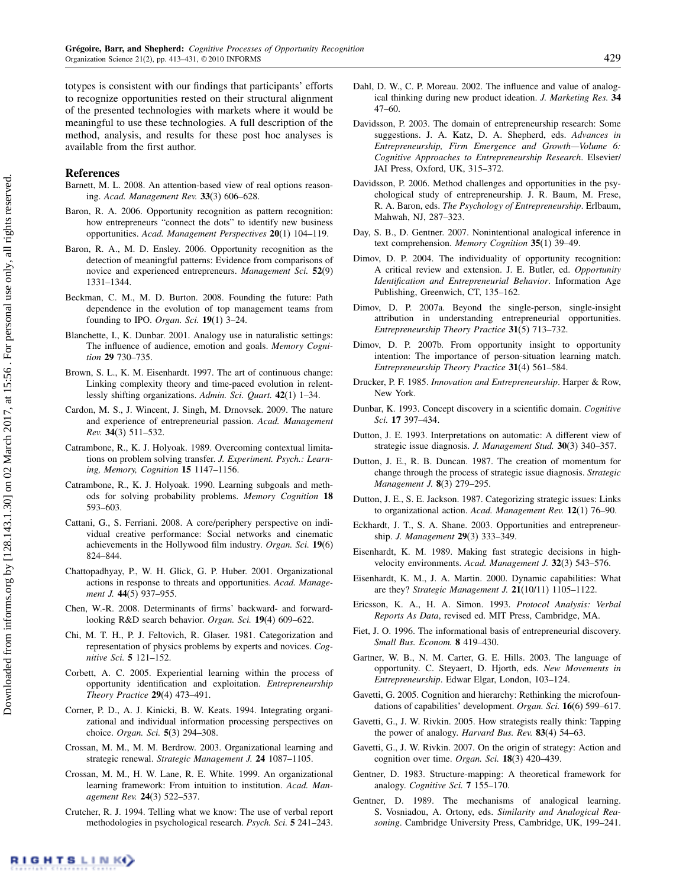totypes is consistent with our findings that participants' efforts to recognize opportunities rested on their structural alignment of the presented technologies with markets where it would be meaningful to use these technologies. A full description of the method, analysis, and results for these post hoc analyses is available from the first author.

## References

Barnett, M. L. 2008. An attention-based view of real options reasoning. *Acad. Management Rev.* **33**(3) 606–628.

Baron, R. A. 2006. Opportunity recognition as pattern recognition: how entrepreneurs "connect the dots" to identify new business opportunities. *Acad. Management Perspectives* **20**(1) 104–119.

Baron, R. A., M. D. Ensley. 2006. Opportunity recognition as the detection of meaningful patterns: Evidence from comparisons of novice and experienced entrepreneurs. *Management Sci.* **52**(9) 1331–1344.

Beckman, C. M., M. D. Burton. 2008. Founding the future: Path dependence in the evolution of top management teams from founding to IPO. *Organ. Sci.* **19**(1) 3–24.

Blanchette, I., K. Dunbar. 2001. Analogy use in naturalistic settings: The influence of audience, emotion and goals. *Memory Cognition* **29** 730–735.

Brown, S. L., K. M. Eisenhardt. 1997. The art of continuous change: Linking complexity theory and time-paced evolution in relentlessly shifting organizations. *Admin. Sci. Quart.* **42**(1) 1–34.

Cardon, M. S., J. Wincent, J. Singh, M. Drnovsek. 2009. The nature and experience of entrepreneurial passion. *Acad. Management Rev.* **34**(3) 511–532.

Catrambone, R., K. J. Holyoak. 1989. Overcoming contextual limitations on problem solving transfer. *J. Experiment. Psych.: Learning, Memory, Cognition* **15** 1147–1156.

Catrambone, R., K. J. Holyoak. 1990. Learning subgoals and methods for solving probability problems. *Memory Cognition* **18** 593–603.

Cattani, G., S. Ferriani. 2008. A core/periphery perspective on individual creative performance: Social networks and cinematic achievements in the Hollywood film industry. *Organ. Sci.* **19**(6) 824–844.

Chattopadhyay, P., W. H. Glick, G. P. Huber. 2001. Organizational actions in response to threats and opportunities. *Acad. Management J.* **44**(5) 937–955.

Chen, W.-R. 2008. Determinants of firms' backward- and forward-looking R&D search behavior. *Organ. Sci.* **19**(4) 609–622.

Chi, M. T. H., P. J. Feltovich, R. Glaser. 1981. Categorization and representation of physics problems by experts and novices. *Cognitive Sci.* **5** 121–152.

Corbett, A. C. 2005. Experiential learning within the process of opportunity identification and exploitation. *Entrepreneurship Theory Practice* **29**(4) 473–491.

Corner, P. D., A. J. Kinicki, B. W. Keats. 1994. Integrating organizational and individual information processing perspectives on choice. *Organ. Sci.* **5**(3) 294–308.

Crossan, M. M., M. M. Berdrow. 2003. Organizational learning and strategic renewal. *Strategic Management J.* **24** 1087–1105.

Crossan, M. M., H. W. Lane, R. E. White. 1999. An organizational learning framework: From intuition to institution. *Acad. Management Rev.* **24**(3) 522–537.

Crutcher, R. J. 1994. Telling what we know: The use of verbal report methodologies in psychological research. *Psych. Sci.* **5** 241–243.

Dahl, D. W., C. P. Moreau. 2002. The influence and value of analogical thinking during new product ideation. *J. Marketing Res.* **34** 47–60.

Davidsson, P. 2003. The domain of entrepreneurship research: Some suggestions. J. A. Katz, D. A. Shepherd, eds. *Advances in Entrepreneurship, Firm Emergence and Growth—Volume 6: Cognitive Approaches to Entrepreneurship Research*. Elsevier/JAI Press, Oxford, UK, 315–372.

Davidsson, P. 2006. Method challenges and opportunities in the psychological study of entrepreneurship. J. R. Baum, M. Frese, R. A. Baron, eds. *The Psychology of Entrepreneurship*. Erlbaum, Mahwah, NJ, 287–323.

Day, S. B., D. Gentner. 2007. Nonintentional analogical inference in text comprehension. *Memory Cognition* **35**(1) 39–49.

Dimov, D. P. 2004. The individuality of opportunity recognition: A critical review and extension. J. E. Butler, ed. *Opportunity Identification and Entrepreneurial Behavior*. Information Age Publishing, Greenwich, CT, 135–162.

Dimov, D. P. 2007a. Beyond the single-person, single-insight attribution in understanding entrepreneurial opportunities. *Entrepreneurship Theory Practice* **31**(5) 713–732.

Dimov, D. P. 2007b. From opportunity insight to opportunity intention: The importance of person-situation learning match. *Entrepreneurship Theory Practice* **31**(4) 561–584.

Drucker, P. F. 1985. *Innovation and Entrepreneurship*. Harper & Row, New York.

Dunbar, K. 1993. Concept discovery in a scientific domain. *Cognitive Sci.* **17** 397–434.

Dutton, J. E. 1993. Interpretations on automatic: A different view of strategic issue diagnosis. *J. Management Stud.* **30**(3) 340–357.

Dutton, J. E., R. B. Duncan. 1987. The creation of momentum for change through the process of strategic issue diagnosis. *Strategic Management J.* **8**(3) 279–295.

Dutton, J. E., S. E. Jackson. 1987. Categorizing strategic issues: Links to organizational action. *Acad. Management Rev.* **12**(1) 76–90.

Eckhardt, J. T., S. A. Shane. 2003. Opportunities and entrepreneurship. *J. Management* **29**(3) 333–349.

Eisenhardt, K. M. 1989. Making fast strategic decisions in high-velocity environments. *Acad. Management J.* **32**(3) 543–576.

Eisenhardt, K. M., J. A. Martin. 2000. Dynamic capabilities: What are they? *Strategic Management J.* **21**(10/11) 1105–1122.

Ericsson, K. A., H. A. Simon. 1993. *Protocol Analysis: Verbal Reports As Data*, revised ed. MIT Press, Cambridge, MA.

Fiet, J. O. 1996. The informational basis of entrepreneurial discovery. *Small Bus. Econom.* **8** 419–430.

Gartner, W. B., N. M. Carter, G. E. Hills. 2003. The language of opportunity. C. Steyaert, D. Hjorth, eds. *New Movements in Entrepreneurship*. Edwar Elgar, London, 103–124.

Gavetti, G. 2005. Cognition and hierarchy: Rethinking the microfoundations of capabilities' development. *Organ. Sci.* **16**(6) 599–617.

Gavetti, G., J. W. Rivkin. 2005. How strategists really think: Tapping the power of analogy. *Harvard Bus. Rev.* **83**(4) 54–63.

Gavetti, G., J. W. Rivkin. 2007. On the origin of strategy: Action and cognition over time. *Organ. Sci.* **18**(3) 420–439.

Gentner, D. 1983. Structure-mapping: A theoretical framework for analogy. *Cognitive Sci.* **7** 155–170.

Gentner, D. 1989. The mechanisms of analogical learning. S. Vosniadou, A. Ortony, eds. *Similarity and Analogical Reasoning*. Cambridge University Press, Cambridge, UK, 199–241.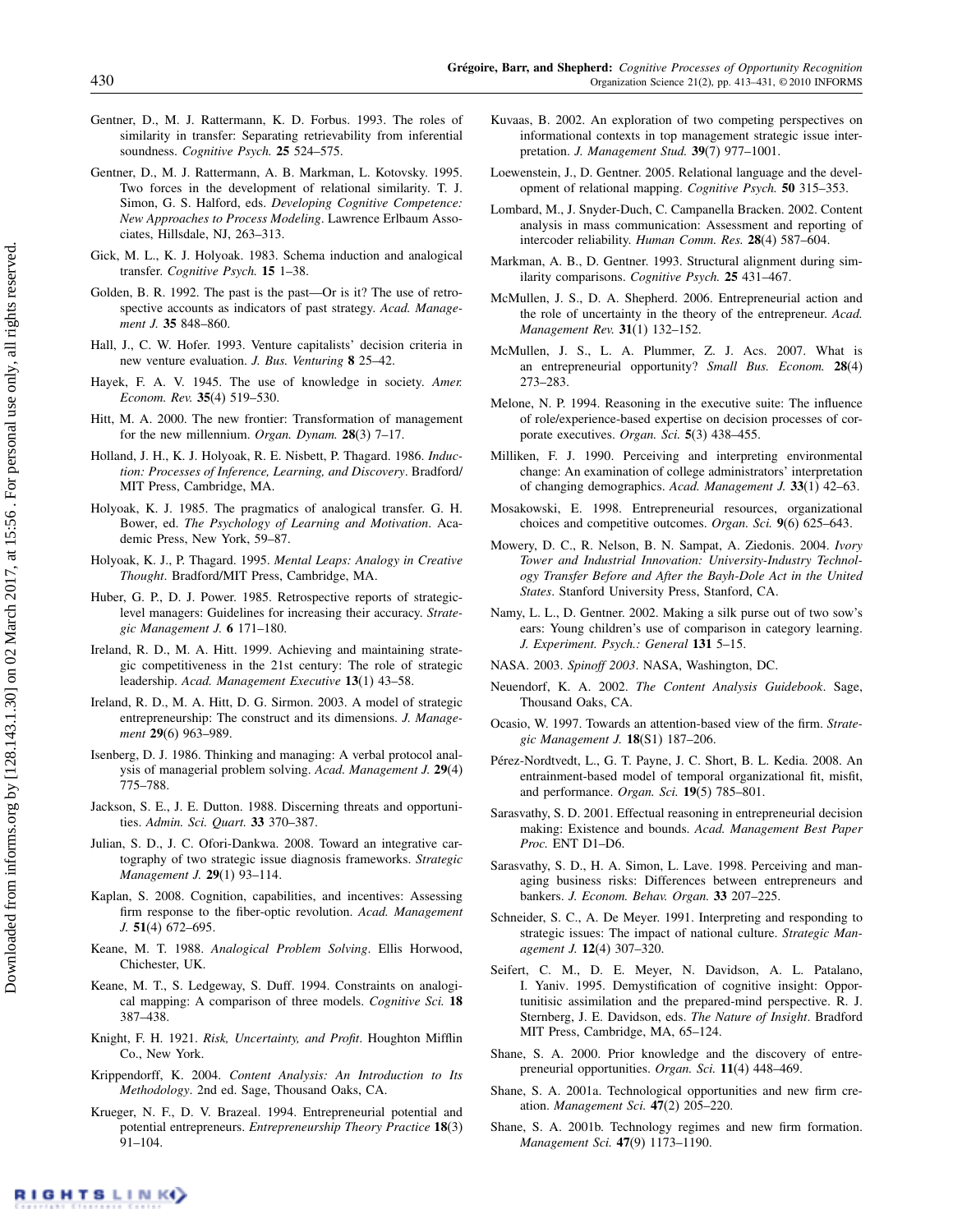Gentner, D., M. J. Rattermann, K. D. Forbus. 1993. The roles of similarity in transfer: Separating retrievability from inferential soundness. *Cognitive Psych.* **25** 524–575.

Gentner, D., M. J. Rattermann, A. B. Markman, L. Kotovsky. 1995. Two forces in the development of relational similarity. T. J. Simon, G. S. Halford, eds. *Developing Cognitive Competence: New Approaches to Process Modeling*. Lawrence Erlbaum Associates, Hillsdale, NJ, 263–313.

Gick, M. L., K. J. Holyoak. 1983. Schema induction and analogical transfer. *Cognitive Psych.* **15** 1–38.

Golden, B. R. 1992. The past is the past—Or is it? The use of retrospective accounts as indicators of past strategy. *Acad. Management J.* **35** 848–860.

Hall, J., C. W. Hofer. 1993. Venture capitalists' decision criteria in new venture evaluation. *J. Bus. Venturing* **8** 25–42.

Hayek, F. A. V. 1945. The use of knowledge in society. *Amer. Econom. Rev.* **35**(4) 519–530.

Hitt, M. A. 2000. The new frontier: Transformation of management for the new millennium. *Organ. Dynam.* **28**(3) 7–17.

Holland, J. H., K. J. Holyoak, R. E. Nisbett, P. Thagard. 1986. *Induction: Processes of Inference, Learning, and Discovery*. Bradford/MIT Press, Cambridge, MA.

Holyoak, K. J. 1985. The pragmatics of analogical transfer. G. H. Bower, ed. *The Psychology of Learning and Motivation*. Academic Press, New York, 59–87.

Holyoak, K. J., P. Thagard. 1995. *Mental Leaps: Analogy in Creative Thought*. Bradford/MIT Press, Cambridge, MA.

Huber, G. P., D. J. Power. 1985. Retrospective reports of strategic-level managers: Guidelines for increasing their accuracy. *Strategic Management J.* **6** 171–180.

Ireland, R. D., M. A. Hitt. 1999. Achieving and maintaining strategic competitiveness in the 21st century: The role of strategic leadership. *Acad. Management Executive* **13**(1) 43–58.

Ireland, R. D., M. A. Hitt, D. G. Sirmon. 2003. A model of strategic entrepreneurship: The construct and its dimensions. *J. Management* **29**(6) 963–989.

Isenberg, D. J. 1986. Thinking and managing: A verbal protocol analysis of managerial problem solving. *Acad. Management J.* **29**(4) 775–788.

Jackson, S. E., J. E. Dutton. 1988. Discerning threats and opportunities. *Admin. Sci. Quart.* **33** 370–387.

Julian, S. D., J. C. Ofori-Dankwa. 2008. Toward an integrative cartography of two strategic issue diagnosis frameworks. *Strategic Management J.* **29**(1) 93–114.

Kaplan, S. 2008. Cognition, capabilities, and incentives: Assessing firm response to the fiber-optic revolution. *Acad. Management J.* **51**(4) 672–695.

Keane, M. T. 1988. *Analogical Problem Solving*. Ellis Horwood, Chichester, UK.

Keane, M. T., S. Ledgeway, S. Duff. 1994. Constraints on analogical mapping: A comparison of three models. *Cognitive Sci.* **18** 387–438.

Knight, F. H. 1921. *Risk, Uncertainty, and Profit*. Houghton Mifflin Co., New York.

Krippendorff, K. 2004. *Content Analysis: An Introduction to Its Methodology*. 2nd ed. Sage, Thousand Oaks, CA.

Krueger, N. F., D. V. Brazeal. 1994. Entrepreneurial potential and potential entrepreneurs. *Entrepreneurship Theory Practice* **18**(3) 91–104.

Kuvaas, B. 2002. An exploration of two competing perspectives on informational contexts in top management strategic issue interpretation. *J. Management Stud.* **39**(7) 977–1001.

Loewenstein, J., D. Gentner. 2005. Relational language and the development of relational mapping. *Cognitive Psych.* **50** 315–353.

Lombard, M., J. Snyder-Duch, C. Campanella Bracken. 2002. Content analysis in mass communication: Assessment and reporting of intercoder reliability. *Human Comm. Res.* **28**(4) 587–604.

Markman, A. B., D. Gentner. 1993. Structural alignment during similarity comparisons. *Cognitive Psych.* **25** 431–467.

McMullen, J. S., D. A. Shepherd. 2006. Entrepreneurial action and the role of uncertainty in the theory of the entrepreneur. *Acad. Management Rev.* **31**(1) 132–152.

McMullen, J. S., L. A. Plummer, Z. J. Acs. 2007. What is an entrepreneurial opportunity? *Small Bus. Econom.* **28**(4) 273–283.

Melone, N. P. 1994. Reasoning in the executive suite: The influence of role/experience-based expertise on decision processes of corporate executives. *Organ. Sci.* **5**(3) 438–455.

Milliken, F. J. 1990. Perceiving and interpreting environmental change: An examination of college administrators' interpretation of changing demographics. *Acad. Management J.* **33**(1) 42–63.

Mosakowski, E. 1998. Entrepreneurial resources, organizational choices and competitive outcomes. *Organ. Sci.* **9**(6) 625–643.

Mowery, D. C., R. Nelson, B. N. Sampat, A. Ziedonis. 2004. *Ivory Tower and Industrial Innovation: University-Industry Technology Transfer Before and After the Bayh-Dole Act in the United States*. Stanford University Press, Stanford, CA.

Namy, L. L., D. Gentner. 2002. Making a silk purse out of two sow's ears: Young children's use of comparison in category learning. *J. Experiment. Psych.: General* **131** 5–15.

NASA. 2003. *Spinoff 2003*. NASA, Washington, DC.

Neuendorf, K. A. 2002. *The Content Analysis Guidebook*. Sage, Thousand Oaks, CA.

Ocasio, W. 1997. Towards an attention-based view of the firm. *Strategic Management J.* **18**(S1) 187–206.

Pérez-Nordtvedt, L., G. T. Payne, J. C. Short, B. L. Kedia. 2008. An entrainment-based model of temporal organizational fit, misfit, and performance. *Organ. Sci.* **19**(5) 785–801.

Sarasvathy, S. D. 2001. Effectual reasoning in entrepreneurial decision making: Existence and bounds. *Acad. Management Best Paper Proc.* ENT D1–D6.

Sarasvathy, S. D., H. A. Simon, L. Lave. 1998. Perceiving and managing business risks: Differences between entrepreneurs and bankers. *J. Econom. Behav. Organ.* **33** 207–225.

Schneider, S. C., A. De Meyer. 1991. Interpreting and responding to strategic issues: The impact of national culture. *Strategic Management J.* **12**(4) 307–320.

Seifert, C. M., D. E. Meyer, N. Davidson, A. L. Patalano, I. Yaniv. 1995. Demystification of cognitive insight: Opportunitisic assimilation and the prepared-mind perspective. R. J. Sternberg, J. E. Davidson, eds. *The Nature of Insight*. Bradford MIT Press, Cambridge, MA, 65–124.

Shane, S. A. 2000. Prior knowledge and the discovery of entrepreneurial opportunities. *Organ. Sci.* **11**(4) 448–469.

Shane, S. A. 2001a. Technological opportunities and new firm creation. *Management Sci.* **47**(2) 205–220.

Shane, S. A. 2001b. Technology regimes and new firm formation. *Management Sci.* **47**(9) 1173–1190.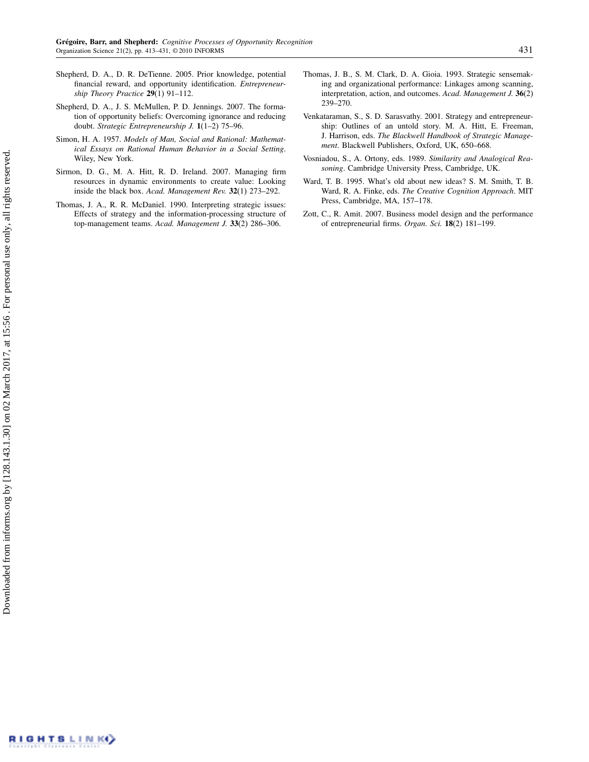Shepherd, D. A., D. R. DeTienne. 2005. Prior knowledge, potential financial reward, and opportunity identification. *Entrepreneurship Theory Practice* **29**(1) 91–112.

Shepherd, D. A., J. S. McMullen, P. D. Jennings. 2007. The formation of opportunity beliefs: Overcoming ignorance and reducing doubt. *Strategic Entrepreneurship J.* **1**(1–2) 75–96.

Simon, H. A. 1957. *Models of Man, Social and Rational: Mathematical Essays on Rational Human Behavior in a Social Setting*. Wiley, New York.

Sirmon, D. G., M. A. Hitt, R. D. Ireland. 2007. Managing firm resources in dynamic environments to create value: Looking inside the black box. *Acad. Management Rev.* **32**(1) 273–292.

Thomas, J. A., R. R. McDaniel. 1990. Interpreting strategic issues: Effects of strategy and the information-processing structure of top-management teams. *Acad. Management J.* **33**(2) 286–306.

Thomas, J. B., S. M. Clark, D. A. Gioia. 1993. Strategic sensemaking and organizational performance: Linkages among scanning, interpretation, action, and outcomes. *Acad. Management J.* **36**(2) 239–270.

Venkataraman, S., S. D. Sarasvathy. 2001. Strategy and entrepreneurship: Outlines of an untold story. M. A. Hitt, E. Freeman, J. Harrison, eds. *The Blackwell Handbook of Strategic Management*. Blackwell Publishers, Oxford, UK, 650–668.

Vosniadou, S., A. Ortony, eds. 1989. *Similarity and Analogical Reasoning*. Cambridge University Press, Cambridge, UK.

Ward, T. B. 1995. What's old about new ideas? S. M. Smith, T. B. Ward, R. A. Finke, eds. *The Creative Cognition Approach*. MIT Press, Cambridge, MA, 157–178.

Zott, C., R. Amit. 2007. Business model design and the performance of entrepreneurial firms. *Organ. Sci.* **18**(2) 181–199.